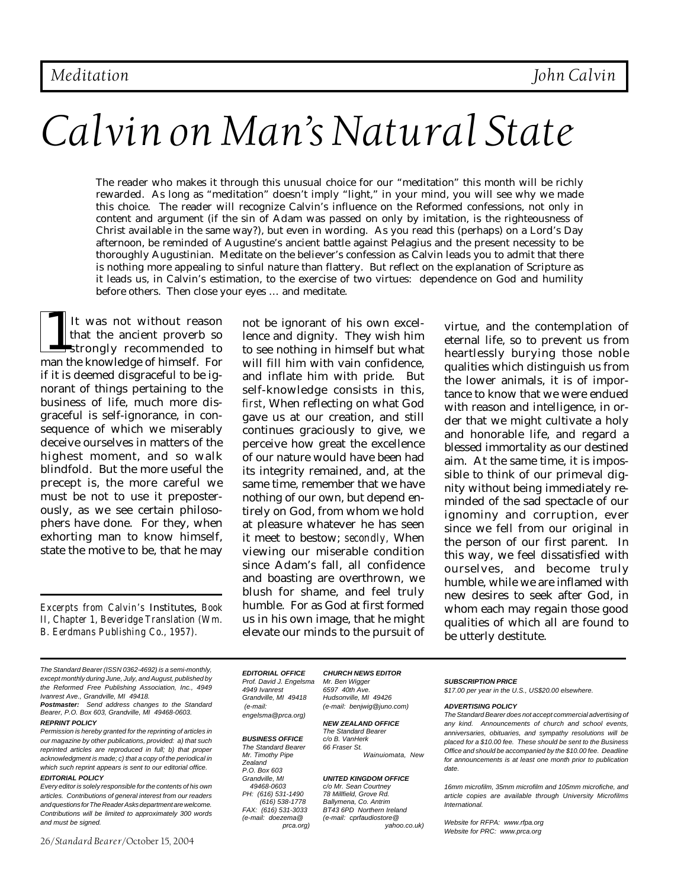*Meditation* *John Calvin*

# Calvin on Man's Natural State

The reader who makes it through this unusual choice for our "meditation" this month will be richly rewarded. As long as "meditation" doesn't imply "light," in your mind, you will see why we made this choice. The reader will recognize Calvin's influence on the Reformed confessions, not only in content and argument (if the sin of Adam was passed on only by imitation, is the righteousness of Christ available in the same way?), but even in wording. As you read this (perhaps) on a Lord's Day afternoon, be reminded of Augustine's ancient battle against Pelagius and the present necessity to be thoroughly Augustinian. Meditate on the believer's confession as Calvin leads you to admit that there is nothing more appealing to sinful nature than flattery. But reflect on the explanation of Scripture as it leads us, in Calvin's estimation, to the exercise of two virtues: dependence on God and humility before others. Then close your eyes … and meditate.

1 It was not without reason that the ancient proverb so strongly recommended to man the knowledge of himself. For if it is deemed disgraceful to be ignorant of things pertaining to the business of life, much more disgraceful is self-ignorance, in consequence of which we miserably deceive ourselves in matters of the highest moment, and so walk blindfold. But the more useful the precept is, the more careful we must be not to use it preposterously, as we see certain philosophers have done. For they, when exhorting man to know himself, state the motive to be, that he may not be ignorant of his own excellence and dignity. They wish him to see nothing in himself but what will fill him with vain confidence, and inflate him with pride. But self-knowledge consists in this, *first*, When reflecting on what God gave us at our creation, and still continues graciously to give, we perceive how great the excellence of our nature would have been had its integrity remained, and, at the same time, remember that we have nothing of our own, but depend entirely on God, from whom we hold at pleasure whatever he has seen it meet to bestow; *secondly*, When viewing our miserable condition since Adam's fall, all confidence and boasting are overthrown, we blush for shame, and feel truly humble. For as God at first formed us in his own image, that he might elevate our minds to the pursuit of virtue, and the contemplation of eternal life, so to prevent us from heartlessly burying those noble qualities which distinguish us from the lower animals, it is of importance to know that we were endued with reason and intelligence, in order that we might cultivate a holy and honorable life, and regard a blessed immortality as our destined aim. At the same time, it is impossible to think of our primeval dignity without being immediately reminded of the sad spectacle of our ignominy and corruption, ever since we fell from our original in the person of our first parent. In this way, we feel dissatisfied with ourselves, and become truly humble, while we are inflamed with new desires to seek after God, in whom each may regain those good qualities of which all are found to be utterly destitute.

*Excerpts from Calvin's* Institutes, *Book II, Chapter 1, Beveridge Translation (Wm. B. Eerdmans Publishing Co., 1957).*

---

*The Standard Bearer (ISSN 0362-4692) is a semi-monthly, except monthly during June, July, and August, published by the Reformed Free Publishing Association, Inc., 4949 Ivanrest Ave., Grandville, MI 49418.*

***Postmaster:*** *Send address changes to the Standard Bearer, P.O. Box 603, Grandville, MI 49468-0603.*

***REPRINT POLICY***

*Permission is hereby granted for the reprinting of articles in our magazine by other publications, provided: a) that such reprinted articles are reproduced in full; b) that proper acknowledgment is made; c) that a copy of the periodical in which such reprint appears is sent to our editorial office.*

***EDITORIAL POLICY***

*Every editor is solely responsible for the contents of his own articles. Contributions of general interest from our readers and questions for The Reader Asks department are welcome. Contributions will be limited to approximately 300 words and must be signed.*

***EDITORIAL OFFICE***

*Prof. David J. Engelsma*
*4949 Ivanrest*
*Grandville, MI 49418*
*(e-mail: engelsma@prca.org)*

***BUSINESS OFFICE***

*The Standard Bearer*
*Mr. Timothy Pipe*
*P.O. Box 603*
*Grandville, MI 49468-0603*
*PH: (616) 531-1490*
*(616) 538-1778*
*FAX: (616) 531-3033*
*(e-mail: doezema@prca.org)*

***CHURCH NEWS EDITOR***

*Mr. Ben Wigger*
*6597 40th Ave.*
*Hudsonville, MI 49426*
*(e-mail: benjwig@juno.com)*

***NEW ZEALAND OFFICE***

*The Standard Bearer*
*c/o B. VanHerk*
*66 Fraser St.*
*Wainuiomata, New Zealand*

***UNITED KINGDOM OFFICE***

*c/o Mr. Sean Courtney*
*78 Millfield, Grove Rd.*
*Ballymena, Co. Antrim*
*BT43 6PD Northern Ireland*
*(e-mail: cprfaudiostore@yahoo.co.uk)*

***SUBSCRIPTION PRICE***

*$17.00 per year in the U.S., US$20.00 elsewhere.*

***ADVERTISING POLICY***

*The Standard Bearer does not accept commercial advertising of any kind. Announcements of church and school events, anniversaries, obituaries, and sympathy resolutions will be placed for a $10.00 fee. These should be sent to the Business Office and should be accompanied by the $10.00 fee. Deadline for announcements is at least one month prior to publication date.*

*16mm microfilm, 35mm microfilm and 105mm microfiche, and article copies are available through University Microfilms International.*

*Website for RFPA: www.rfpa.org*
*Website for PRC: www.prca.org*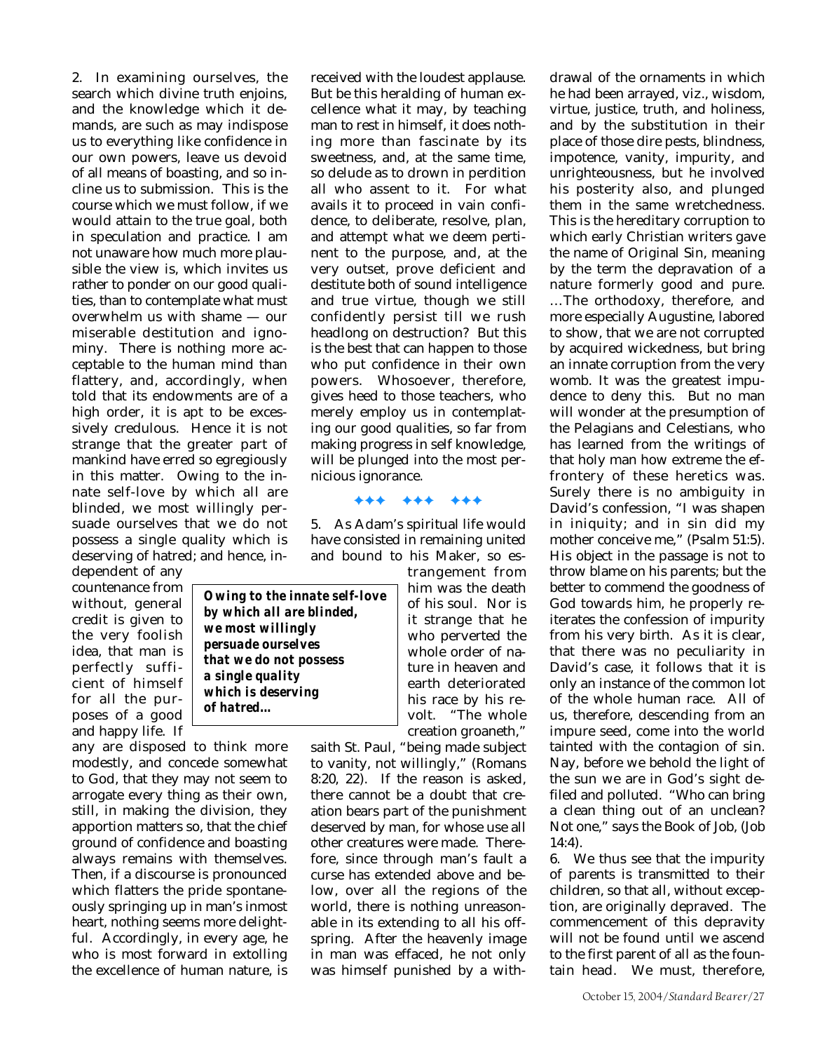2. In examining ourselves, the search which divine truth enjoins, and the knowledge which it demands, are such as may indispose us to everything like confidence in our own powers, leave us devoid of all means of boasting, and so incline us to submission. This is the course which we must follow, if we would attain to the true goal, both in speculation and practice. I am not unaware how much more plausible the view is, which invites us rather to ponder on our good qualities, than to contemplate what must overwhelm us with shame — our miserable destitution and ignominy. There is nothing more acceptable to the human mind than flattery, and, accordingly, when told that its endowments are of a high order, it is apt to be excessively credulous. Hence it is not strange that the greater part of mankind have erred so egregiously in this matter. Owing to the innate self-love by which all are blinded, we most willingly persuade ourselves that we do not possess a single quality which is deserving of hatred; and hence, independent of any countenance from without, general credit is given to the very foolish idea, that man is perfectly sufficient of himself for all the purposes of a good and happy life. If any are disposed to think more modestly, and concede somewhat to God, that they may not seem to arrogate every thing as their own, still, in making the division, they apportion matters so, that the chief ground of confidence and boasting always remains with themselves. Then, if a discourse is pronounced which flatters the pride spontaneously springing up in man's inmost heart, nothing seems more delightful. Accordingly, in every age, he who is most forward in extolling the excellence of human nature, is received with the loudest applause. But be this heralding of human excellence what it may, by teaching man to rest in himself, it does nothing more than fascinate by its sweetness, and, at the same time, so delude as to drown in perdition all who assent to it. For what avails it to proceed in vain confidence, to deliberate, resolve, plan, and attempt what we deem pertinent to the purpose, and, at the very outset, prove deficient and destitute both of sound intelligence and true virtue, though we still confidently persist till we rush headlong on destruction? But this is the best that can happen to those who put confidence in their own powers. Whosoever, therefore, gives heed to those teachers, who merely employ us in contemplating our good qualities, so far from making progress in self knowledge, will be plunged into the most pernicious ignorance.

> ***Owing to the innate self-love by which all are blinded, we most willingly persuade ourselves that we do not possess a single quality which is deserving of hatred...***

✦✦✦ ✦✦✦ ✦✦✦

5. As Adam's spiritual life would have consisted in remaining united and bound to his Maker, so estrangement from him was the death of his soul. Nor is it strange that he who perverted the whole order of nature in heaven and earth deteriorated his race by his revolt. "The whole creation groaneth," saith St. Paul, "being made subject to vanity, not willingly," (Romans 8:20, 22). If the reason is asked, there cannot be a doubt that creation bears part of the punishment deserved by man, for whose use all other creatures were made. Therefore, since through man's fault a curse has extended above and below, over all the regions of the world, there is nothing unreasonable in its extending to all his offspring. After the heavenly image in man was effaced, he not only was himself punished by a withdrawal of the ornaments in which he had been arrayed, viz., wisdom, virtue, justice, truth, and holiness, and by the substitution in their place of those dire pests, blindness, impotence, vanity, impurity, and unrighteousness, but he involved his posterity also, and plunged them in the same wretchedness. This is the hereditary corruption to which early Christian writers gave the name of Original Sin, meaning by the term the depravation of a nature formerly good and pure. …The orthodoxy, therefore, and more especially Augustine, labored to show, that we are not corrupted by acquired wickedness, but bring an innate corruption from the very womb. It was the greatest impudence to deny this. But no man will wonder at the presumption of the Pelagians and Celestians, who has learned from the writings of that holy man how extreme the effrontery of these heretics was. Surely there is no ambiguity in David's confession, "I was shapen in iniquity; and in sin did my mother conceive me," (Psalm 51:5). His object in the passage is not to throw blame on his parents; but the better to commend the goodness of God towards him, he properly reiterates the confession of impurity from his very birth. As it is clear, that there was no peculiarity in David's case, it follows that it is only an instance of the common lot of the whole human race. All of us, therefore, descending from an impure seed, come into the world tainted with the contagion of sin. Nay, before we behold the light of the sun we are in God's sight defiled and polluted. "Who can bring a clean thing out of an unclean? Not one," says the Book of Job, (Job 14:4).

6. We thus see that the impurity of parents is transmitted to their children, so that all, without exception, are originally depraved. The commencement of this depravity will not be found until we ascend to the first parent of all as the fountain head. We must, therefore,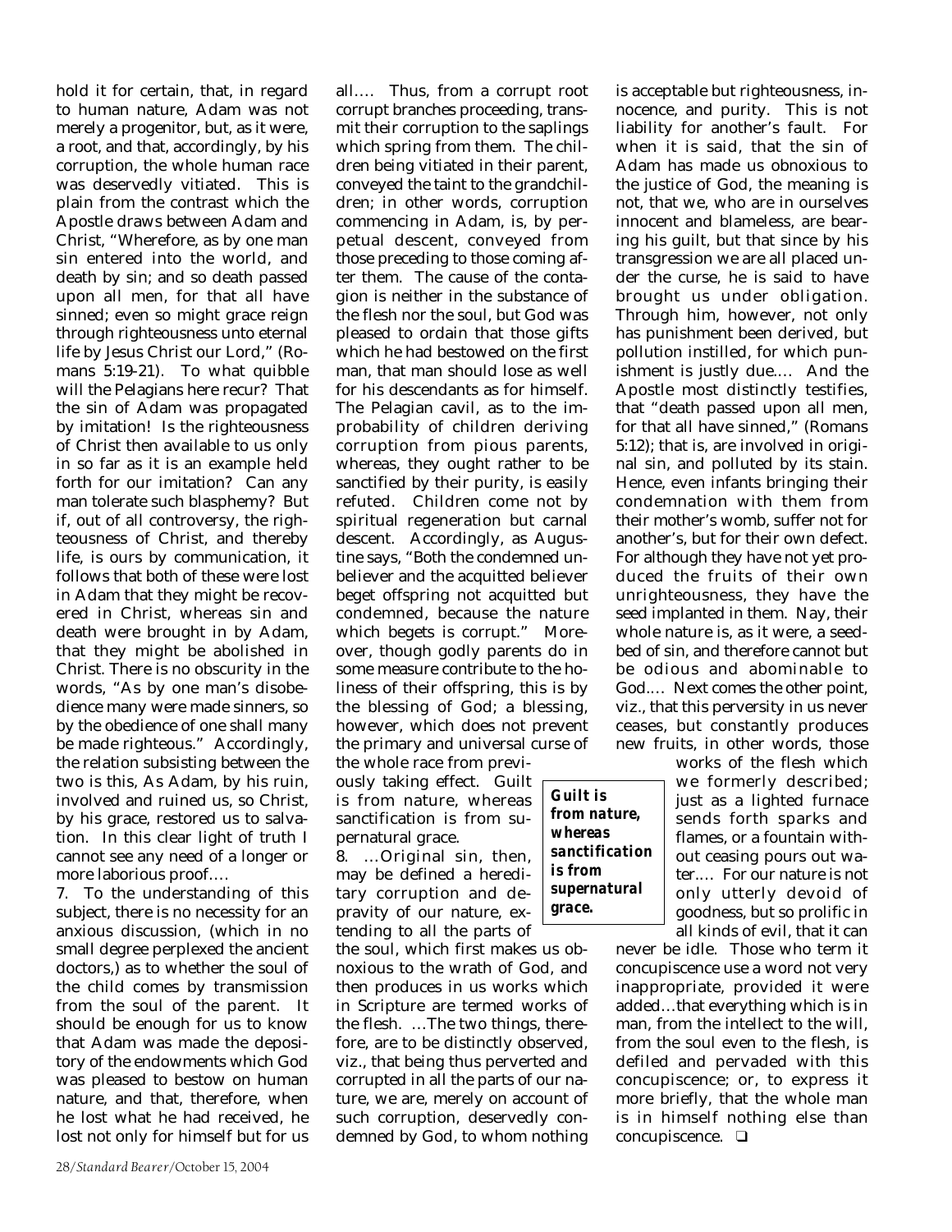hold it for certain, that, in regard to human nature, Adam was not merely a progenitor, but, as it were, a root, and that, accordingly, by his corruption, the whole human race was deservedly vitiated. This is plain from the contrast which the Apostle draws between Adam and Christ, "Wherefore, as by one man sin entered into the world, and death by sin; and so death passed upon all men, for that all have sinned; even so might grace reign through righteousness unto eternal life by Jesus Christ our Lord," (Romans 5:19-21). To what quibble will the Pelagians here recur? That the sin of Adam was propagated by imitation! Is the righteousness of Christ then available to us only in so far as it is an example held forth for our imitation? Can any man tolerate such blasphemy? But if, out of all controversy, the righteousness of Christ, and thereby life, is ours by communication, it follows that both of these were lost in Adam that they might be recovered in Christ, whereas sin and death were brought in by Adam, that they might be abolished in Christ. There is no obscurity in the words, "As by one man's disobedience many were made sinners, so by the obedience of one shall many be made righteous." Accordingly, the relation subsisting between the two is this, As Adam, by his ruin, involved and ruined us, so Christ, by his grace, restored us to salvation. In this clear light of truth I cannot see any need of a longer or more laborious proof….

7. To the understanding of this subject, there is no necessity for an anxious discussion, (which in no small degree perplexed the ancient doctors,) as to whether the soul of the child comes by transmission from the soul of the parent. It should be enough for us to know that Adam was made the depository of the endowments which God was pleased to bestow on human nature, and that, therefore, when he lost what he had received, he lost not only for himself but for us all…. Thus, from a corrupt root corrupt branches proceeding, transmit their corruption to the saplings which spring from them. The children being vitiated in their parent, conveyed the taint to the grandchildren; in other words, corruption commencing in Adam, is, by perpetual descent, conveyed from those preceding to those coming after them. The cause of the contagion is neither in the substance of the flesh nor the soul, but God was pleased to ordain that those gifts which he had bestowed on the first man, that man should lose as well for his descendants as for himself. The Pelagian cavil, as to the improbability of children deriving corruption from pious parents, whereas, they ought rather to be sanctified by their purity, is easily refuted. Children come not by spiritual regeneration but carnal descent. Accordingly, as Augustine says, "Both the condemned unbeliever and the acquitted believer beget offspring not acquitted but condemned, because the nature which begets is corrupt." Moreover, though godly parents do in some measure contribute to the holiness of their offspring, this is by the blessing of God; a blessing, however, which does not prevent the primary and universal curse of the whole race from previously taking effect. Guilt is from nature, whereas sanctification is from supernatural grace.

> ***Guilt is from nature, whereas sanctification is from supernatural grace.***

8. …Original sin, then, may be defined a hereditary corruption and depravity of our nature, extending to all the parts of the soul, which first makes us obnoxious to the wrath of God, and then produces in us works which in Scripture are termed works of the flesh. …The two things, therefore, are to be distinctly observed, viz., that being thus perverted and corrupted in all the parts of our nature, we are, merely on account of such corruption, deservedly condemned by God, to whom nothing is acceptable but righteousness, innocence, and purity. This is not liability for another's fault. For when it is said, that the sin of Adam has made us obnoxious to the justice of God, the meaning is not, that we, who are in ourselves innocent and blameless, are bearing his guilt, but that since by his transgression we are all placed under the curse, he is said to have brought us under obligation. Through him, however, not only has punishment been derived, but pollution instilled, for which punishment is justly due…. And the Apostle most distinctly testifies, that "death passed upon all men, for that all have sinned," (Romans 5:12); that is, are involved in original sin, and polluted by its stain. Hence, even infants bringing their condemnation with them from their mother's womb, suffer not for another's, but for their own defect. For although they have not yet produced the fruits of their own unrighteousness, they have the seed implanted in them. Nay, their whole nature is, as it were, a seedbed of sin, and therefore cannot but be odious and abominable to God…. Next comes the other point, viz., that this perversity in us never ceases, but constantly produces new fruits, in other words, those works of the flesh which we formerly described; just as a lighted furnace sends forth sparks and flames, or a fountain without ceasing pours out water…. For our nature is not only utterly devoid of goodness, but so prolific in all kinds of evil, that it can never be idle. Those who term it concupiscence use a word not very inappropriate, provided it were added…that everything which is in man, from the intellect to the will, from the soul even to the flesh, is defiled and pervaded with this concupiscence; or, to express it more briefly, that the whole man is in himself nothing else than concupiscence. ❑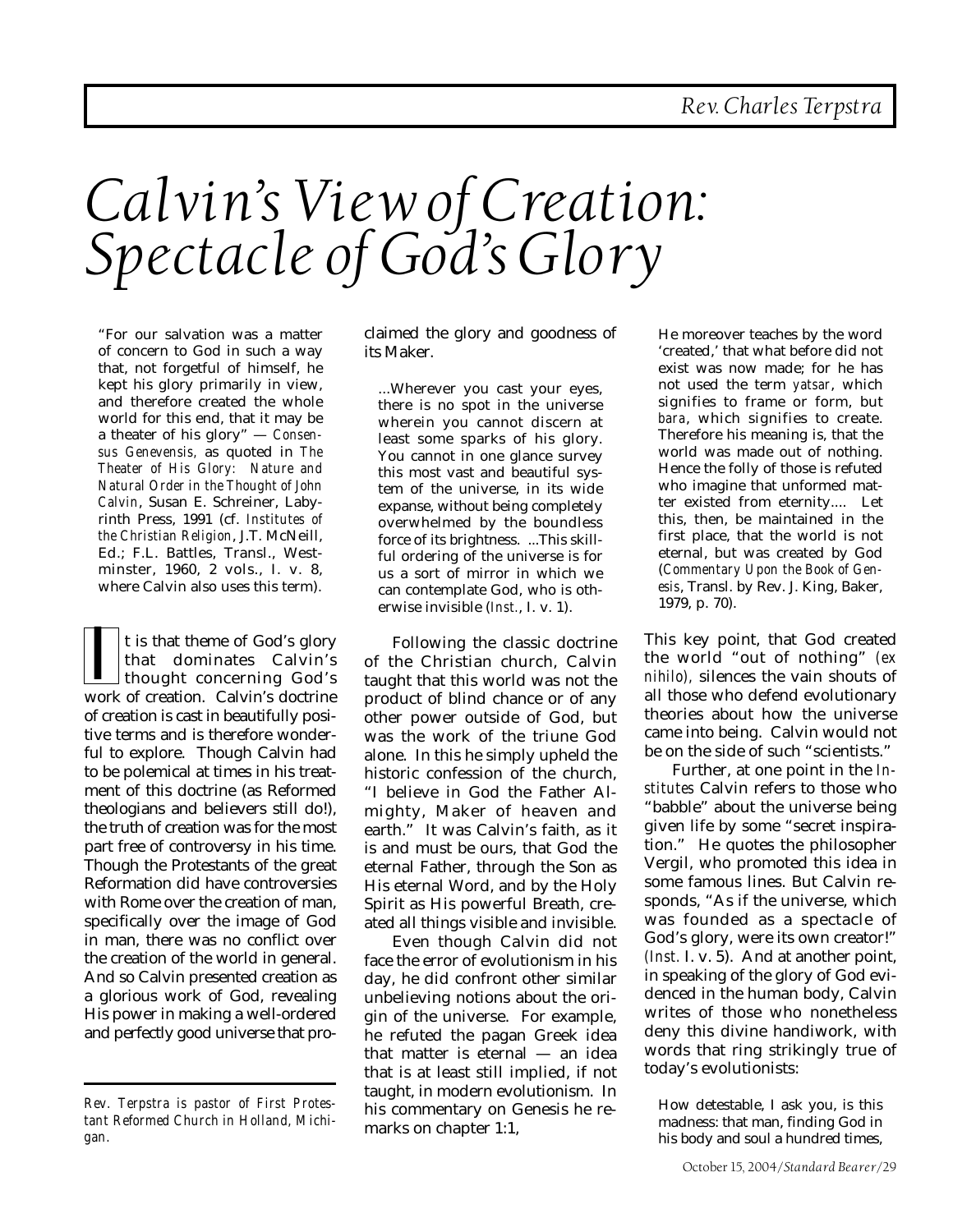Rev. Charles Terpstra

# Calvin's View of Creation: Spectacle of God's Glory

"For our salvation was a matter of concern to God in such a way that, not forgetful of himself, he kept his glory primarily in view, and therefore created the whole world for this end, that it may be a theater of his glory" — *Consensus Genevensis*, as quoted in *The Theater of His Glory: Nature and Natural Order in the Thought of John Calvin*, Susan E. Schreiner, Labyrinth Press, 1991 (cf. *Institutes of the Christian Religion*, J.T. McNeill, Ed.; F.L. Battles, Transl., Westminster, 1960, 2 vols., I. v. 8, where Calvin also uses this term).

It is that theme of God's glory that dominates Calvin's thought concerning God's work of creation. Calvin's doctrine of creation is cast in beautifully positive terms and is therefore wonderful to explore. Though Calvin had to be polemical at times in his treatment of this doctrine (as Reformed theologians and believers still do!), the truth of creation was for the most part free of controversy in his time. Though the Protestants of the great Reformation did have controversies with Rome over the creation of man, specifically over the image of God in man, there was no conflict over the creation of the world in general. And so Calvin presented creation as a glorious work of God, revealing His power in making a well-ordered and perfectly good universe that proclaimed the glory and goodness of its Maker.

> ...Wherever you cast your eyes, there is no spot in the universe wherein you cannot discern at least some sparks of his glory. You cannot in one glance survey this most vast and beautiful system of the universe, in its wide expanse, without being completely overwhelmed by the boundless force of its brightness. ...This skillful ordering of the universe is for us a sort of mirror in which we can contemplate God, who is otherwise invisible (*Inst.*, I. v. 1).

Following the classic doctrine of the Christian church, Calvin taught that this world was not the product of blind chance or of any other power outside of God, but was the work of the triune God alone. In this he simply upheld the historic confession of the church, "I believe in God the Father Almighty, Maker of heaven and earth." It was Calvin's faith, as it is and must be ours, that God the eternal Father, through the Son as His eternal Word, and by the Holy Spirit as His powerful Breath, created all things visible and invisible.

Even though Calvin did not face the error of evolutionism in his day, he did confront other similar unbelieving notions about the origin of the universe. For example, he refuted the pagan Greek idea that matter is eternal — an idea that is at least still implied, if not taught, in modern evolutionism. In his commentary on Genesis he remarks on chapter 1:1,

> He moreover teaches by the word 'created,' that what before did not exist was now made; for he has not used the term *yatsar*, which signifies to frame or form, but *bara*, which signifies to create. Therefore his meaning is, that the world was made out of nothing. Hence the folly of those is refuted who imagine that unformed matter existed from eternity.... Let this, then, be maintained in the first place, that the world is not eternal, but was created by God (*Commentary Upon the Book of Genesis*, Transl. by Rev. J. King, Baker, 1979, p. 70).

This key point, that God created the world "out of nothing" *(ex nihilo)*, silences the vain shouts of all those who defend evolutionary theories about how the universe came into being. Calvin would not be on the side of such "scientists."

Further, at one point in the *Institutes* Calvin refers to those who "babble" about the universe being given life by some "secret inspiration." He quotes the philosopher Vergil, who promoted this idea in some famous lines. But Calvin responds, "As if the universe, which was founded as a spectacle of God's glory, were its own creator!" *(Inst.* I. v. 5). And at another point, in speaking of the glory of God evidenced in the human body, Calvin writes of those who nonetheless deny this divine handiwork, with words that ring strikingly true of today's evolutionists:

> How detestable, I ask you, is this madness: that man, finding God in his body and soul a hundred times,

---

*Rev. Terpstra is pastor of First Protestant Reformed Church in Holland, Michigan.*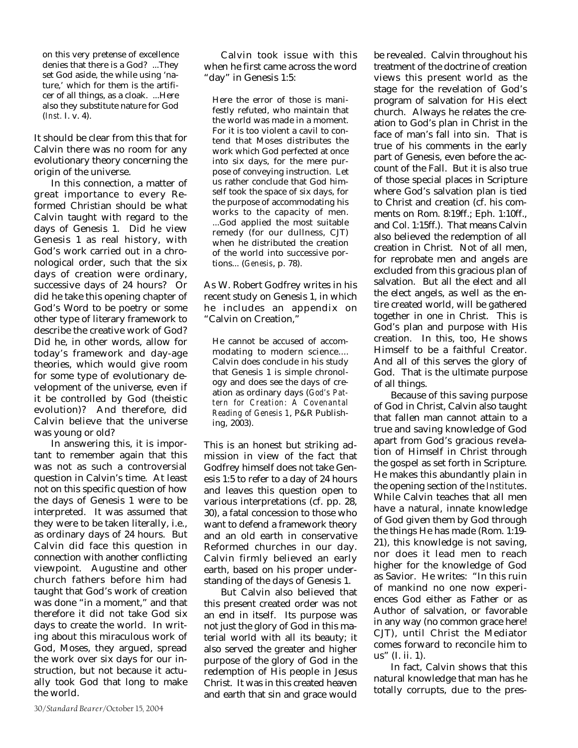> on this very pretense of excellence denies that there is a God? ...They set God aside, the while using 'nature,' which for them is the artificer of all things, as a cloak. ...Here also they substitute nature for God (*Inst.* I. v. 4).

It should be clear from this that for Calvin there was no room for any evolutionary theory concerning the origin of the universe.

In this connection, a matter of great importance to every Reformed Christian should be what Calvin taught with regard to the days of Genesis 1. Did he view Genesis 1 as real history, with God's work carried out in a chronological order, such that the six days of creation were ordinary, successive days of 24 hours? Or did he take this opening chapter of God's Word to be poetry or some other type of literary framework to describe the creative work of God? Did he, in other words, allow for today's framework and day-age theories, which would give room for some type of evolutionary development of the universe, even if it be controlled by God (theistic evolution)? And therefore, did Calvin believe that the universe was young or old?

In answering this, it is important to remember again that this was not as such a controversial question in Calvin's time. At least not on this specific question of how the days of Genesis 1 were to be interpreted. It was assumed that they were to be taken literally, i.e., as ordinary days of 24 hours. But Calvin did face this question in connection with another conflicting viewpoint. Augustine and other church fathers before him had taught that God's work of creation was done "in a moment," and that therefore it did not take God six days to create the world. In writing about this miraculous work of God, Moses, they argued, spread the work over six days for our instruction, but not because it actually took God that long to make the world.

Calvin took issue with this when he first came across the word "day" in Genesis 1:5:

> Here the error of those is manifestly refuted, who maintain that the world was made in a moment. For it is too violent a cavil to contend that Moses distributes the work which God perfected at once into six days, for the mere purpose of conveying instruction. Let us rather conclude that God himself took the space of six days, for the purpose of accommodating his works to the capacity of men. ...God applied the most suitable remedy (for our dullness, CJT) when he distributed the creation of the world into successive portions... (*Genesis*, p. 78).

As W. Robert Godfrey writes in his recent study on Genesis 1, in which he includes an appendix on "Calvin on Creation,"

> He cannot be accused of accommodating to modern science.... Calvin does conclude in his study that Genesis 1 is simple chronology and does see the days of creation as ordinary days (*God's Pattern for Creation: A Covenantal Reading of Genesis 1*, P&R Publishing, 2003).

This is an honest but striking admission in view of the fact that Godfrey himself does not take Genesis 1:5 to refer to a day of 24 hours and leaves this question open to various interpretations (cf. pp. 28, 30), a fatal concession to those who want to defend a framework theory and an old earth in conservative Reformed churches in our day. Calvin firmly believed an early earth, based on his proper understanding of the days of Genesis 1.

But Calvin also believed that this present created order was not an end in itself. Its purpose was not just the glory of God in this material world with all its beauty; it also served the greater and higher purpose of the glory of God in the redemption of His people in Jesus Christ. It was in this created heaven and earth that sin and grace would be revealed. Calvin throughout his treatment of the doctrine of creation views this present world as the stage for the revelation of God's program of salvation for His elect church. Always he relates the creation to God's plan in Christ in the face of man's fall into sin. That is true of his comments in the early part of Genesis, even before the account of the Fall. But it is also true of those special places in Scripture where God's salvation plan is tied to Christ and creation (cf. his comments on Rom. 8:19ff.; Eph. 1:10ff., and Col. 1:15ff.). That means Calvin also believed the redemption of all creation in Christ. Not of all men, for reprobate men and angels are excluded from this gracious plan of salvation. But all the elect and all the elect angels, as well as the entire created world, will be gathered together in one in Christ. This is God's plan and purpose with His creation. In this, too, He shows Himself to be a faithful Creator. And all of this serves the glory of God. That is the ultimate purpose of all things.

Because of this saving purpose of God in Christ, Calvin also taught that fallen man cannot attain to a true and saving knowledge of God apart from God's gracious revelation of Himself in Christ through the gospel as set forth in Scripture. He makes this abundantly plain in the opening section of the *Institutes*. While Calvin teaches that all men have a natural, innate knowledge of God given them by God through the things He has made (Rom. 1:19-21), this knowledge is not saving, nor does it lead men to reach higher for the knowledge of God as Savior. He writes: "In this ruin of mankind no one now experiences God either as Father or as Author of salvation, or favorable in any way (no common grace here! CJT), until Christ the Mediator comes forward to reconcile him to us" (I. ii. 1).

In fact, Calvin shows that this natural knowledge that man has he totally corrupts, due to the pres-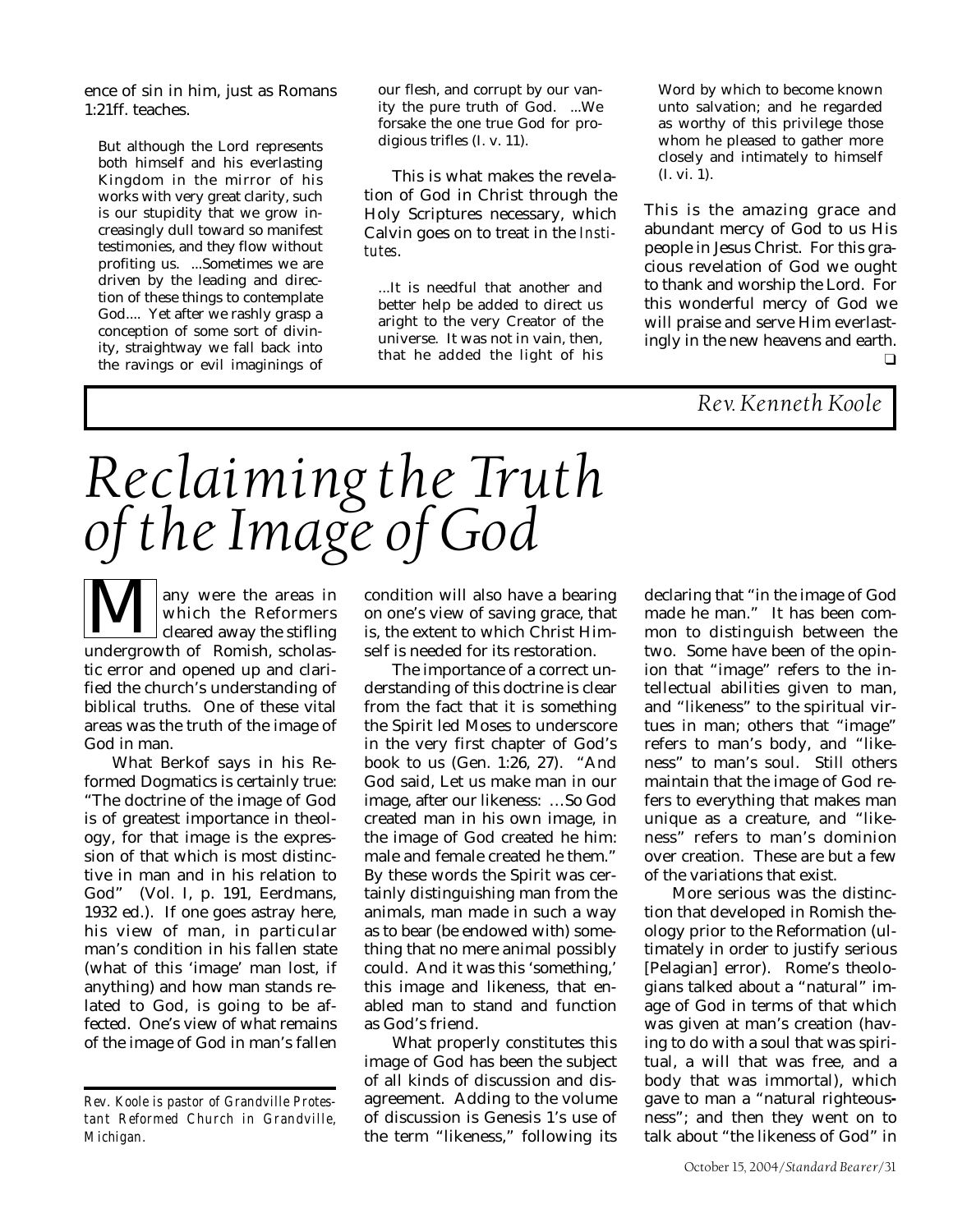ence of sin in him, just as Romans 1:21ff. teaches.

> But although the Lord represents both himself and his everlasting Kingdom in the mirror of his works with very great clarity, such is our stupidity that we grow increasingly dull toward so manifest testimonies, and they flow without profiting us. ...Sometimes we are driven by the leading and direction of these things to contemplate God.... Yet after we rashly grasp a conception of some sort of divinity, straightway we fall back into the ravings or evil imaginings of our flesh, and corrupt by our vanity the pure truth of God. ...We forsake the one true God for prodigious trifles (I. v. 11).

This is what makes the revelation of God in Christ through the Holy Scriptures necessary, which Calvin goes on to treat in the *Institutes*.

> ...It is needful that another and better help be added to direct us aright to the very Creator of the universe. It was not in vain, then, that he added the light of his Word by which to become known unto salvation; and he regarded as worthy of this privilege those whom he pleased to gather more closely and intimately to himself (I. vi. 1).

This is the amazing grace and abundant mercy of God to us His people in Jesus Christ. For this gracious revelation of God we ought to thank and worship the Lord. For this wonderful mercy of God we will praise and serve Him everlastingly in the new heavens and earth. ❑

*Rev. Kenneth Koole*

# *Reclaiming the Truth of the Image of God*

Many were the areas in which the Reformers cleared away the stifling undergrowth of Romish, scholastic error and opened up and clarified the church's understanding of biblical truths. One of these vital areas was the truth of the image of God in man.

What Berkof says in his Reformed Dogmatics is certainly true: "The doctrine of the image of God is of greatest importance in theology, for that image is the expression of that which is most distinctive in man and in his relation to God" (Vol. I, p. 191, Eerdmans, 1932 ed.). If one goes astray here, his view of man, in particular man's condition in his fallen state (what of this 'image' man lost, if anything) and how man stands related to God, is going to be affected. One's view of what remains of the image of God in man's fallen condition will also have a bearing on one's view of saving grace, that is, the extent to which Christ Himself is needed for its restoration.

The importance of a correct understanding of this doctrine is clear from the fact that it is something the Spirit led Moses to underscore in the very first chapter of God's book to us (Gen. 1:26, 27). "And God said, Let us make man in our image, after our likeness: …So God created man in his own image, in the image of God created he him: male and female created he them." By these words the Spirit was certainly distinguishing man from the animals, man made in such a way as to bear (be endowed with) something that no mere animal possibly could. And it was this 'something,' this image and likeness, that enabled man to stand and function as God's friend.

What properly constitutes this image of God has been the subject of all kinds of discussion and disagreement. Adding to the volume of discussion is Genesis 1's use of the term "likeness," following its declaring that "in the image of God made he man." It has been common to distinguish between the two. Some have been of the opinion that "image" refers to the intellectual abilities given to man, and "likeness" to the spiritual virtues in man; others that "image" refers to man's body, and "likeness" to man's soul. Still others maintain that the image of God refers to everything that makes man unique as a creature, and "likeness" refers to man's dominion over creation. These are but a few of the variations that exist.

More serious was the distinction that developed in Romish theology prior to the Reformation (ultimately in order to justify serious [Pelagian] error). Rome's theologians talked about a "natural" image of God in terms of that which was given at man's creation (having to do with a soul that was spiritual, a will that was free, and a body that was immortal), which gave to man a "natural righteousness"; and then they went on to talk about "the likeness of God" in

---

*Rev. Koole is pastor of Grandville Protestant Reformed Church in Grandville, Michigan.*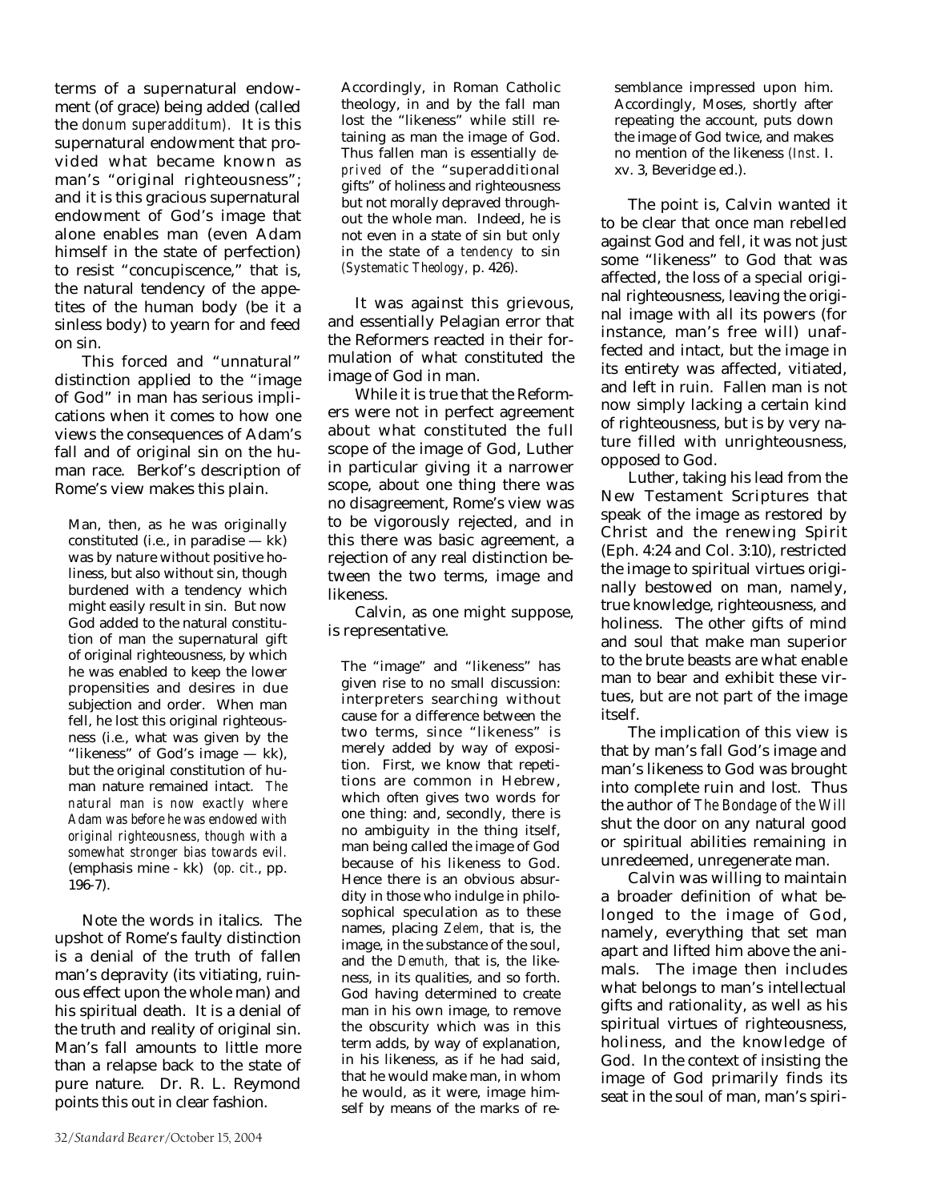terms of a supernatural endowment (of grace) being added (called the *donum superadditum*). It is this supernatural endowment that provided what became known as man's "original righteousness"; and it is this gracious supernatural endowment of God's image that alone enables man (even Adam himself in the state of perfection) to resist "concupiscence," that is, the natural tendency of the appetites of the human body (be it a sinless body) to yearn for and feed on sin.

This forced and "unnatural" distinction applied to the "image of God" in man has serious implications when it comes to how one views the consequences of Adam's fall and of original sin on the human race. Berkof's description of Rome's view makes this plain.

> Man, then, as he was originally constituted (i.e., in paradise — kk) was by nature without positive holiness, but also without sin, though burdened with a tendency which might easily result in sin. But now God added to the natural constitution of man the supernatural gift of original righteousness, by which he was enabled to keep the lower propensities and desires in due subjection and order. When man fell, he lost this original righteousness (i.e., what was given by the "likeness" of God's image — kk), but the original constitution of human nature remained intact. *The natural man is now exactly where Adam was before he was endowed with original righteousness, though with a somewhat stronger bias towards evil.* (emphasis mine - kk) (*op. cit*., pp. 196-7).

Note the words in italics. The upshot of Rome's faulty distinction is a denial of the truth of fallen man's depravity (its vitiating, ruinous effect upon the whole man) and his spiritual death. It is a denial of the truth and reality of original sin. Man's fall amounts to little more than a relapse back to the state of pure nature. Dr. R. L. Reymond points this out in clear fashion.

> Accordingly, in Roman Catholic theology, in and by the fall man lost the "likeness" while still retaining as man the image of God. Thus fallen man is essentially *deprived* of the "superadditional gifts" of holiness and righteousness but not morally depraved throughout the whole man. Indeed, he is not even in a state of sin but only in the state of a *tendency* to sin (*Systematic Theology*, p. 426).

It was against this grievous, and essentially Pelagian error that the Reformers reacted in their formulation of what constituted the image of God in man.

While it is true that the Reformers were not in perfect agreement about what constituted the full scope of the image of God, Luther in particular giving it a narrower scope, about one thing there was no disagreement, Rome's view was to be vigorously rejected, and in this there was basic agreement, a rejection of any real distinction between the two terms, image and likeness.

Calvin, as one might suppose, is representative.

> The "image" and "likeness" has given rise to no small discussion: interpreters searching without cause for a difference between the two terms, since "likeness" is merely added by way of exposition. First, we know that repetitions are common in Hebrew, which often gives two words for one thing: and, secondly, there is no ambiguity in the thing itself, man being called the image of God because of his likeness to God. Hence there is an obvious absurdity in those who indulge in philosophical speculation as to these names, placing *Zelem*, that is, the image, in the substance of the soul, and the *Demuth*, that is, the likeness, in its qualities, and so forth. God having determined to create man in his own image, to remove the obscurity which was in this term adds, by way of explanation, in his likeness, as if he had said, that he would make man, in whom he would, as it were, image himself by means of the marks of resemblance impressed upon him. Accordingly, Moses, shortly after repeating the account, puts down the image of God twice, and makes no mention of the likeness (*Inst*. I. xv. 3, Beveridge ed.).

The point is, Calvin wanted it to be clear that once man rebelled against God and fell, it was not just some "likeness" to God that was affected, the loss of a special original righteousness, leaving the original image with all its powers (for instance, man's free will) unaffected and intact, but the image in its entirety was affected, vitiated, and left in ruin. Fallen man is not now simply lacking a certain kind of righteousness, but is by very nature filled with unrighteousness, opposed to God.

Luther, taking his lead from the New Testament Scriptures that speak of the image as restored by Christ and the renewing Spirit (Eph. 4:24 and Col. 3:10), restricted the image to spiritual virtues originally bestowed on man, namely, true knowledge, righteousness, and holiness. The other gifts of mind and soul that make man superior to the brute beasts are what enable man to bear and exhibit these virtues, but are not part of the image itself.

The implication of this view is that by man's fall God's image and man's likeness to God was brought into complete ruin and lost. Thus the author of *The Bondage of the Will* shut the door on any natural good or spiritual abilities remaining in unredeemed, unregenerate man.

Calvin was willing to maintain a broader definition of what belonged to the image of God, namely, everything that set man apart and lifted him above the animals. The image then includes what belongs to man's intellectual gifts and rationality, as well as his spiritual virtues of righteousness, holiness, and the knowledge of God. In the context of insisting the image of God primarily finds its seat in the soul of man, man's spiri-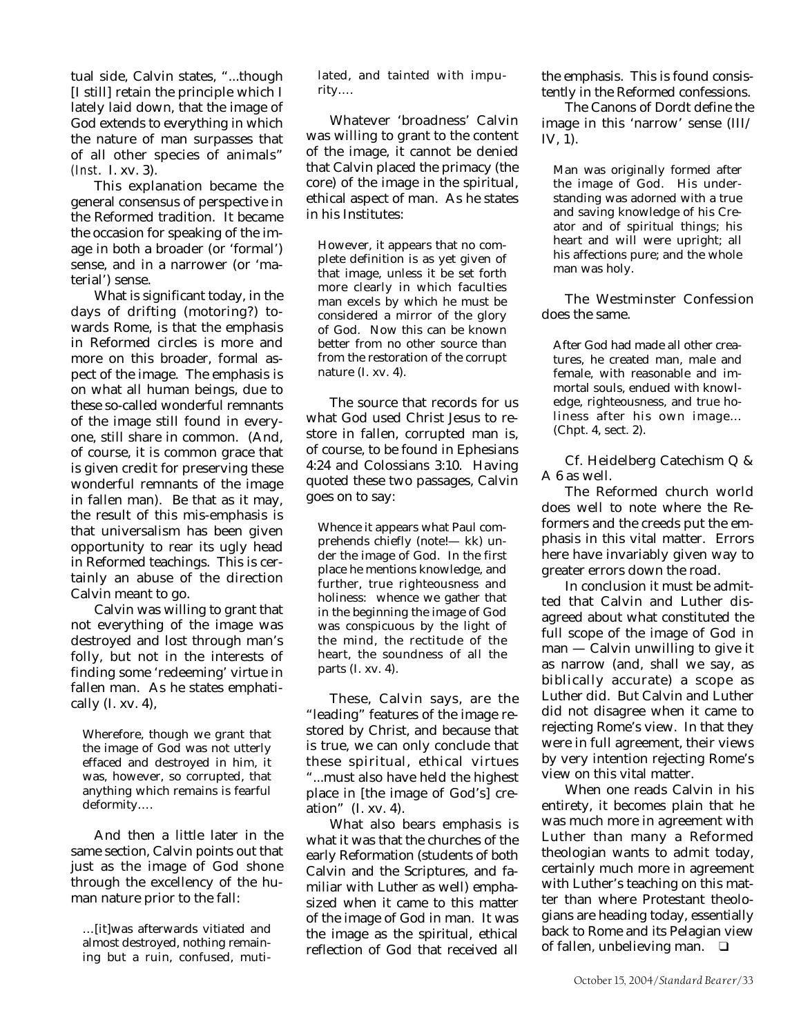tual side, Calvin states, "...though [I still] retain the principle which I lately laid down, that the image of God extends to everything in which the nature of man surpasses that of all other species of animals" (*Inst*. I. xv. 3).

This explanation became the general consensus of perspective in the Reformed tradition. It became the occasion for speaking of the image in both a broader (or 'formal') sense, and in a narrower (or 'material') sense.

What is significant today, in the days of drifting (motoring?) towards Rome, is that the emphasis in Reformed circles is more and more on this broader, formal aspect of the image. The emphasis is on what all human beings, due to these so-called wonderful remnants of the image still found in everyone, still share in common. (And, of course, it is common grace that is given credit for preserving these wonderful remnants of the image in fallen man). Be that as it may, the result of this mis-emphasis is that universalism has been given opportunity to rear its ugly head in Reformed teachings. This is certainly an abuse of the direction Calvin meant to go.

Calvin was willing to grant that not everything of the image was destroyed and lost through man's folly, but not in the interests of finding some 'redeeming' virtue in fallen man. As he states emphatically (I. xv. 4),

> Wherefore, though we grant that the image of God was not utterly effaced and destroyed in him, it was, however, so corrupted, that anything which remains is fearful deformity….

And then a little later in the same section, Calvin points out that just as the image of God shone through the excellency of the human nature prior to the fall:

> …[it]was afterwards vitiated and almost destroyed, nothing remaining but a ruin, confused, mutilated, and tainted with impurity….

Whatever 'broadness' Calvin was willing to grant to the content of the image, it cannot be denied that Calvin placed the primacy (the core) of the image in the spiritual, ethical aspect of man. As he states in his Institutes:

> However, it appears that no complete definition is as yet given of that image, unless it be set forth more clearly in which faculties man excels by which he must be considered a mirror of the glory of God. Now this can be known better from no other source than from the restoration of the corrupt nature (I. xv. 4).

The source that records for us what God used Christ Jesus to restore in fallen, corrupted man is, of course, to be found in Ephesians 4:24 and Colossians 3:10. Having quoted these two passages, Calvin goes on to say:

> Whence it appears what Paul comprehends chiefly (note!— kk) under the image of God. In the first place he mentions knowledge, and further, true righteousness and holiness: whence we gather that in the beginning the image of God was conspicuous by the light of the mind, the rectitude of the heart, the soundness of all the parts (I. xv. 4).

These, Calvin says, are the "leading" features of the image restored by Christ, and because that is true, we can only conclude that these spiritual, ethical virtues "...must also have held the highest place in [the image of God's] creation" (I. xv. 4).

What also bears emphasis is what it was that the churches of the early Reformation (students of both Calvin and the Scriptures, and familiar with Luther as well) emphasized when it came to this matter of the image of God in man. It was the image as the spiritual, ethical reflection of God that received all the emphasis. This is found consistently in the Reformed confessions.

The Canons of Dordt define the image in this 'narrow' sense (III/IV, 1).

> Man was originally formed after the image of God. His understanding was adorned with a true and saving knowledge of his Creator and of spiritual things; his heart and will were upright; all his affections pure; and the whole man was holy.

The Westminster Confession does the same.

> After God had made all other creatures, he created man, male and female, with reasonable and immortal souls, endued with knowledge, righteousness, and true holiness after his own image… (Chpt. 4, sect. 2).

Cf. Heidelberg Catechism Q & A 6 as well.

The Reformed church world does well to note where the Reformers and the creeds put the emphasis in this vital matter. Errors here have invariably given way to greater errors down the road.

In conclusion it must be admitted that Calvin and Luther disagreed about what constituted the full scope of the image of God in man — Calvin unwilling to give it as narrow (and, shall we say, as biblically accurate) a scope as Luther did. But Calvin and Luther did not disagree when it came to rejecting Rome's view. In that they were in full agreement, their views by very intention rejecting Rome's view on this vital matter.

When one reads Calvin in his entirety, it becomes plain that he was much more in agreement with Luther than many a Reformed theologian wants to admit today, certainly much more in agreement with Luther's teaching on this matter than where Protestant theologians are heading today, essentially back to Rome and its Pelagian view of fallen, unbelieving man. ❑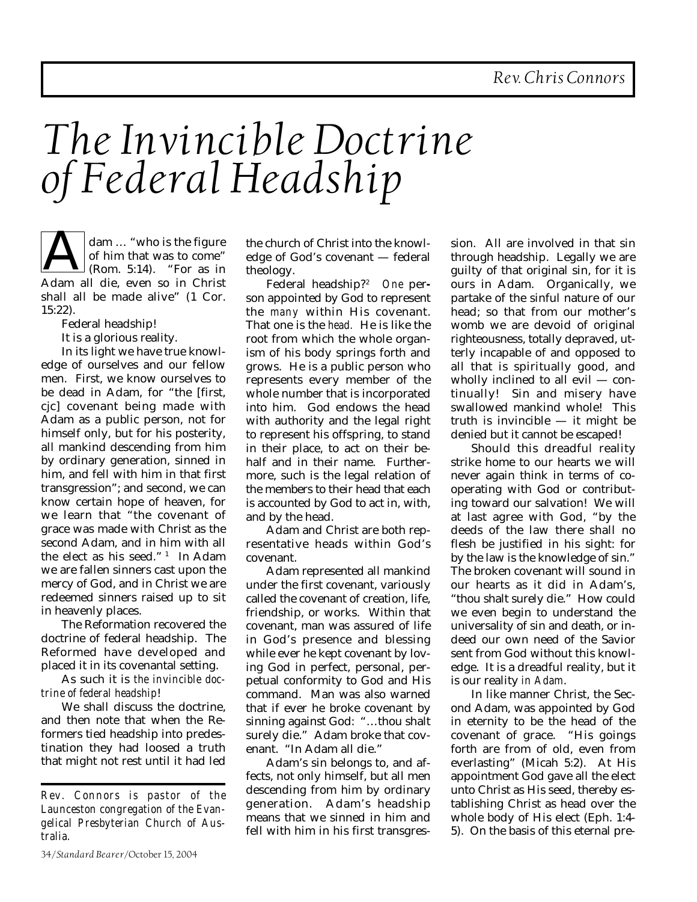Rev. Chris Connors

# The Invincible Doctrine of Federal Headship

Adam … "who is the figure of him that was to come" (Rom. 5:14). "For as in Adam all die, even so in Christ shall all be made alive" (1 Cor. 15:22).

Federal headship!

It is a glorious reality.

In its light we have true knowledge of ourselves and our fellow men. First, we know ourselves to be dead in Adam, for "the [first, cjc] covenant being made with Adam as a public person, not for himself only, but for his posterity, all mankind descending from him by ordinary generation, sinned in him, and fell with him in that first transgression"; and second, we can know certain hope of heaven, for we learn that "the covenant of grace was made with Christ as the second Adam, and in him with all the elect as his seed."[1] In Adam we are fallen sinners cast upon the mercy of God, and in Christ we are redeemed sinners raised up to sit in heavenly places.

The Reformation recovered the doctrine of federal headship. The Reformed have developed and placed it in its covenantal setting.

As such it is *the invincible doctrine of federal headship*!

We shall discuss the doctrine, and then note that when the Reformers tied headship into predestination they had loosed a truth that might not rest until it had led the church of Christ into the knowledge of God's covenant — federal theology.

Federal headship?[2] *One* person appointed by God to represent the *many* within His covenant. That one is the *head*. He is like the root from which the whole organism of his body springs forth and grows. He is a public person who represents every member of the whole number that is incorporated into him. God endows the head with authority and the legal right to represent his offspring, to stand in their place, to act on their behalf and in their name. Furthermore, such is the legal relation of the members to their head that each is accounted by God to act in, with, and by the head.

Adam and Christ are both representative heads within God's covenant.

Adam represented all mankind under the first covenant, variously called the covenant of creation, life, friendship, or works. Within that covenant, man was assured of life in God's presence and blessing while ever he kept covenant by loving God in perfect, personal, perpetual conformity to God and His command. Man was also warned that if ever he broke covenant by sinning against God: "…thou shalt surely die." Adam broke that covenant. "In Adam all die."

Adam's sin belongs to, and affects, not only himself, but all men descending from him by ordinary generation. Adam's headship means that we sinned in him and fell with him in his first transgression. All are involved in that sin through headship. Legally we are guilty of that original sin, for it is ours in Adam. Organically, we partake of the sinful nature of our head; so that from our mother's womb we are devoid of original righteousness, totally depraved, utterly incapable of and opposed to all that is spiritually good, and wholly inclined to all evil — continually! Sin and misery have swallowed mankind whole! This truth is invincible — it might be denied but it cannot be escaped!

Should this dreadful reality strike home to our hearts we will never again think in terms of cooperating with God or contributing toward our salvation! We will at last agree with God, "by the deeds of the law there shall no flesh be justified in his sight: for by the law is the knowledge of sin." The broken covenant will sound in our hearts as it did in Adam's, "thou shalt surely die." How could we even begin to understand the universality of sin and death, or indeed our own need of the Savior sent from God without this knowledge. It is a dreadful reality, but it is our reality *in Adam*.

In like manner Christ, the Second Adam, was appointed by God in eternity to be the head of the covenant of grace. "His goings forth are from of old, even from everlasting" (Micah 5:2). At His appointment God gave all the elect unto Christ as His seed, thereby establishing Christ as head over the whole body of His elect (Eph. 1:4-5). On the basis of this eternal pre-

---

*Rev. Connors is pastor of the Launceston congregation of the Evangelical Presbyterian Church of Australia.*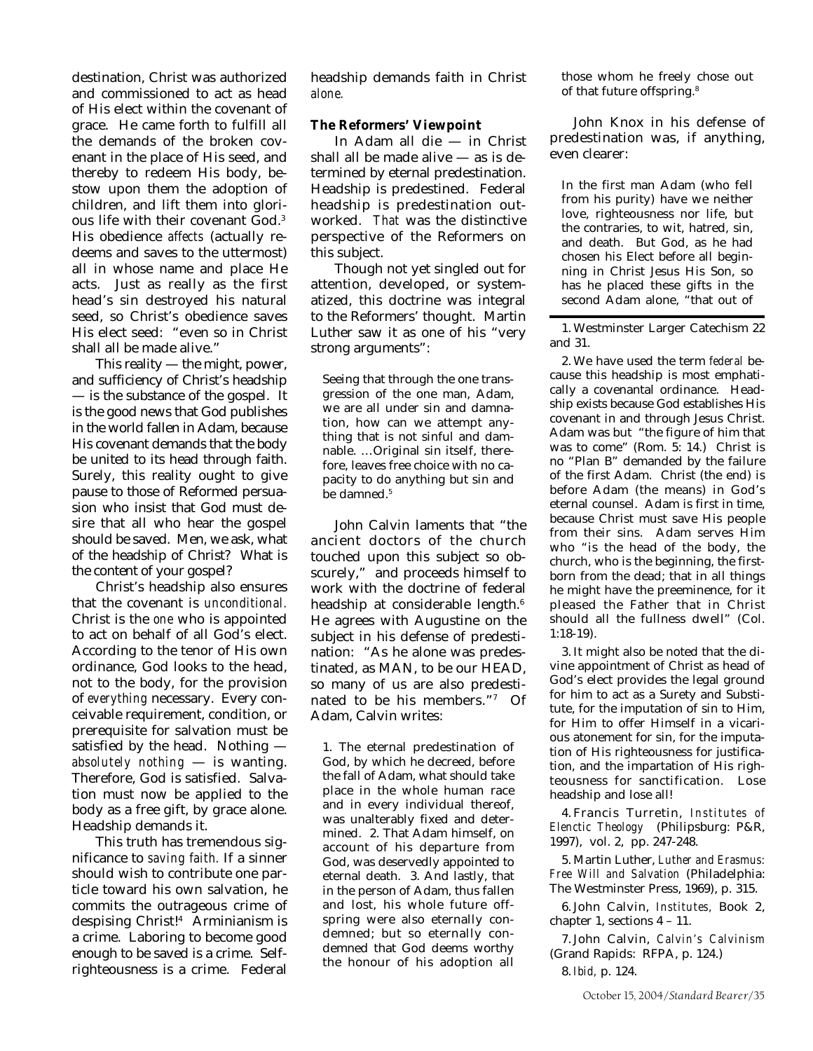destination, Christ was authorized and commissioned to act as head of His elect within the covenant of grace. He came forth to fulfill all the demands of the broken covenant in the place of His seed, and thereby to redeem His body, bestow upon them the adoption of children, and lift them into glorious life with their covenant God.[3] His obedience *affects* (actually redeems and saves to the uttermost) all in whose name and place He acts. Just as really as the first head's sin destroyed his natural seed, so Christ's obedience saves His elect seed: "even so in Christ shall all be made alive."

This reality — the might, power, and sufficiency of Christ's headship — is the substance of the gospel. It is the good news that God publishes in the world fallen in Adam, because His covenant demands that the body be united to its head through faith. Surely, this reality ought to give pause to those of Reformed persuasion who insist that God must desire that all who hear the gospel should be saved. Men, we ask, what of the headship of Christ? What is the content of your gospel?

Christ's headship also ensures that the covenant is *unconditional.* Christ is the *one* who is appointed to act on behalf of all God's elect. According to the tenor of His own ordinance, God looks to the head, not to the body, for the provision of *everything* necessary. Every conceivable requirement, condition, or prerequisite for salvation must be satisfied by the head. Nothing — *absolutely nothing* — is wanting. Therefore, God is satisfied. Salvation must now be applied to the body as a free gift, by grace alone. Headship demands it.

This truth has tremendous significance to *saving faith.* If a sinner should wish to contribute one particle toward his own salvation, he commits the outrageous crime of despising Christ![4] Arminianism is a crime. Laboring to become good enough to be saved is a crime. Self-righteousness is a crime. Federal headship demands faith in Christ *alone.*

**The Reformers' Viewpoint**

In Adam all die — in Christ shall all be made alive — as is determined by eternal predestination. Headship is predestined. Federal headship is predestination outworked. *That* was the distinctive perspective of the Reformers on this subject.

Though not yet singled out for attention, developed, or systematized, this doctrine was integral to the Reformers' thought. Martin Luther saw it as one of his "very strong arguments":

> Seeing that through the one transgression of the one man, Adam, we are all under sin and damnation, how can we attempt anything that is not sinful and damnable. …Original sin itself, therefore, leaves free choice with no capacity to do anything but sin and be damned.[5]

John Calvin laments that "the ancient doctors of the church touched upon this subject so obscurely," and proceeds himself to work with the doctrine of federal headship at considerable length.[6] He agrees with Augustine on the subject in his defense of predestination: "As he alone was predestinated, as MAN, to be our HEAD, so many of us are also predestinated to be his members."[7] Of Adam, Calvin writes:

> 1. The eternal predestination of God, by which he decreed, before the fall of Adam, what should take place in the whole human race and in every individual thereof, was unalterably fixed and determined. 2. That Adam himself, on account of his departure from God, was deservedly appointed to eternal death. 3. And lastly, that in the person of Adam, thus fallen and lost, his whole future offspring were also eternally condemned; but so eternally condemned that God deems worthy the honour of his adoption all those whom he freely chose out of that future offspring.[8]

John Knox in his defense of predestination was, if anything, even clearer:

> In the first man Adam (who fell from his purity) have we neither love, righteousness nor life, but the contraries, to wit, hatred, sin, and death. But God, as he had chosen his Elect before all beginning in Christ Jesus His Son, so has he placed these gifts in the second Adam alone, "that out of

---

1. Westminster Larger Catechism 22 and 31.

2. We have used the term *federal* because this headship is most emphatically a covenantal ordinance. Headship exists because God establishes His covenant in and through Jesus Christ. Adam was but "the figure of him that was to come" (Rom. 5: 14.) Christ is no "Plan B" demanded by the failure of the first Adam. Christ (the end) is before Adam (the means) in God's eternal counsel. Adam is first in time, because Christ must save His people from their sins. Adam serves Him who "is the head of the body, the church, who is the beginning, the firstborn from the dead; that in all things he might have the preeminence, for it pleased the Father that in Christ should all the fullness dwell" (Col. 1:18-19).

3. It might also be noted that the divine appointment of Christ as head of God's elect provides the legal ground for him to act as a Surety and Substitute, for the imputation of sin to Him, for Him to offer Himself in a vicarious atonement for sin, for the imputation of His righteousness for justification, and the impartation of His righteousness for sanctification. Lose headship and lose all!

4. Francis Turretin, *Institutes of Elenctic Theology* (Philipsburg: P&R, 1997), vol. 2, pp. 247-248.

5. Martin Luther, *Luther and Erasmus: Free Will and Salvation* (Philadelphia: The Westminster Press, 1969), p. 315.

6. John Calvin, *Institutes,* Book 2, chapter 1, sections 4 – 11.

7. John Calvin, *Calvin's Calvinism* (Grand Rapids: RFPA, p. 124.)

8. *Ibid,* p. 124.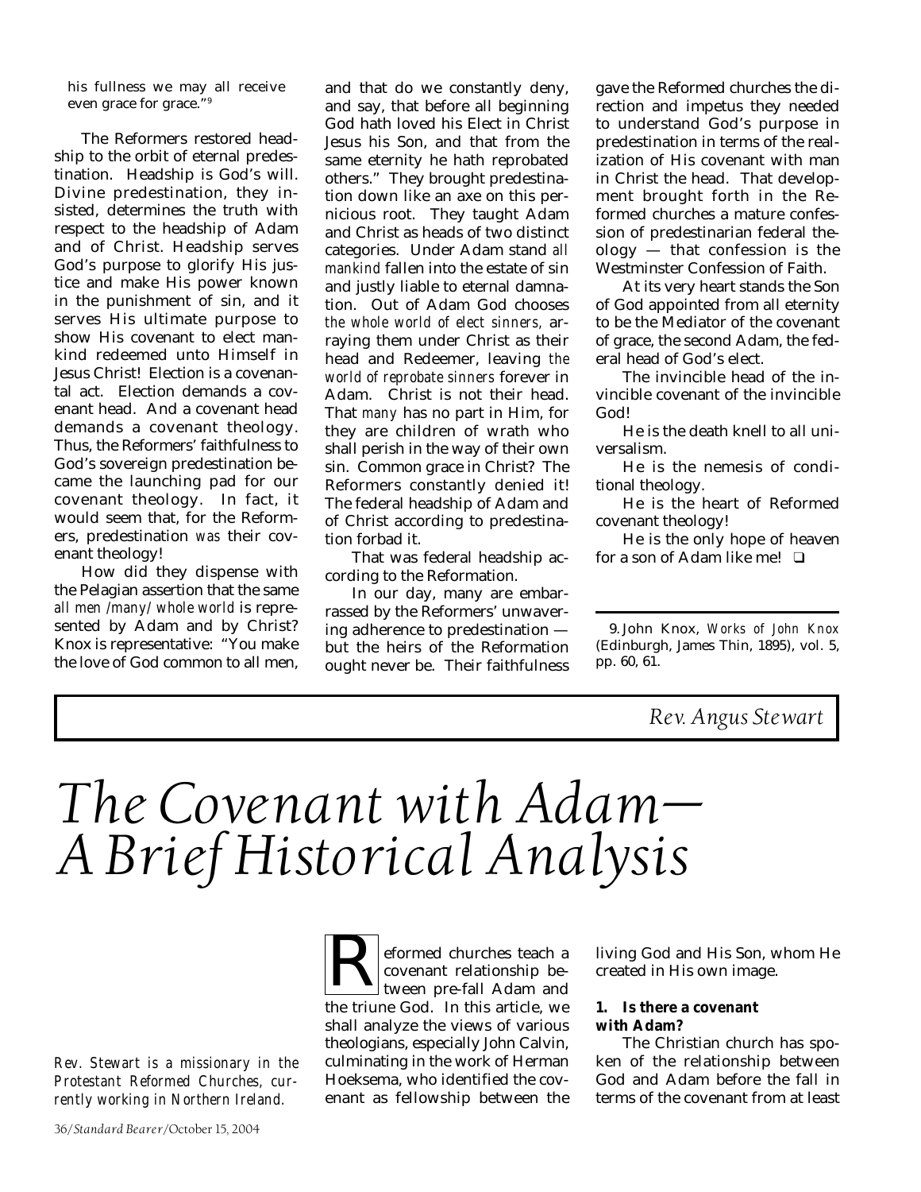his fullness we may all receive even grace for grace."[9]

The Reformers restored headship to the orbit of eternal predestination. Headship is God's will. Divine predestination, they insisted, determines the truth with respect to the headship of Adam and of Christ. Headship serves God's purpose to glorify His justice and make His power known in the punishment of sin, and it serves His ultimate purpose to show His covenant to elect mankind redeemed unto Himself in Jesus Christ! Election is a covenantal act. Election demands a covenant head. And a covenant head demands a covenant theology. Thus, the Reformers' faithfulness to God's sovereign predestination became the launching pad for our covenant theology. In fact, it would seem that, for the Reformers, predestination *was* their covenant theology!

How did they dispense with the Pelagian assertion that the same *all men /many/ whole world* is represented by Adam and by Christ? Knox is representative: "You make the love of God common to all men, and that do we constantly deny, and say, that before all beginning God hath loved his Elect in Christ Jesus his Son, and that from the same eternity he hath reprobated others." They brought predestination down like an axe on this pernicious root. They taught Adam and Christ as heads of two distinct categories. Under Adam stand *all mankind* fallen into the estate of sin and justly liable to eternal damnation. Out of Adam God chooses *the whole world of elect sinners,* arraying them under Christ as their head and Redeemer, leaving *the world of reprobate sinners* forever in Adam. Christ is not their head. That *many* has no part in Him, for they are children of wrath who shall perish in the way of their own sin. Common grace in Christ? The Reformers constantly denied it! The federal headship of Adam and of Christ according to predestination forbad it.

That was federal headship according to the Reformation.

In our day, many are embarrassed by the Reformers' unwavering adherence to predestination — but the heirs of the Reformation ought never be. Their faithfulness gave the Reformed churches the direction and impetus they needed to understand God's purpose in predestination in terms of the realization of His covenant with man in Christ the head. That development brought forth in the Reformed churches a mature confession of predestinarian federal theology — that confession is the Westminster Confession of Faith.

At its very heart stands the Son of God appointed from all eternity to be the Mediator of the covenant of grace, the second Adam, the federal head of God's elect.

The invincible head of the invincible covenant of the invincible God!

He is the death knell to all universalism.

He is the nemesis of conditional theology.

He is the heart of Reformed covenant theology!

He is the only hope of heaven for a son of Adam like me! ❑

---

9. John Knox, *Works of John Knox* (Edinburgh, James Thin, 1895), vol. 5, pp. 60, 61.

---

*Rev. Angus Stewart*

# *The Covenant with Adam— A Brief Historical Analysis*

*Rev. Stewart is a missionary in the Protestant Reformed Churches, currently working in Northern Ireland.*

Reformed churches teach a covenant relationship between pre-fall Adam and the triune God. In this article, we shall analyze the views of various theologians, especially John Calvin, culminating in the work of Herman Hoeksema, who identified the covenant as fellowship between the living God and His Son, whom He created in His own image.

### 1. Is there a covenant with Adam?

The Christian church has spoken of the relationship between God and Adam before the fall in terms of the covenant from at least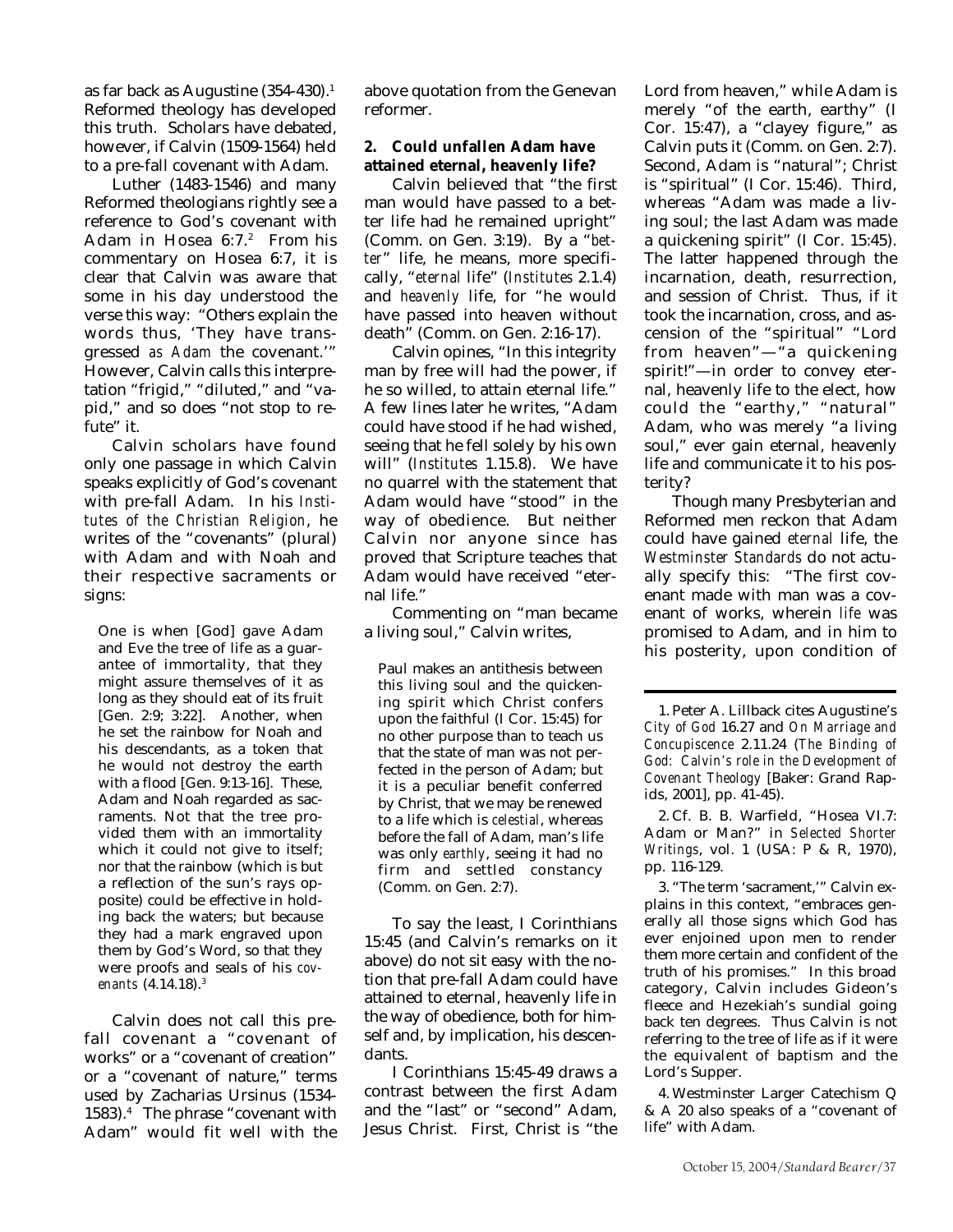as far back as Augustine (354-430).[1] Reformed theology has developed this truth. Scholars have debated, however, if Calvin (1509-1564) held to a pre-fall covenant with Adam.

Luther (1483-1546) and many Reformed theologians rightly see a reference to God's covenant with Adam in Hosea 6:7.[2] From his commentary on Hosea 6:7, it is clear that Calvin was aware that some in his day understood the verse this way: "Others explain the words thus, 'They have transgressed *as Adam* the covenant.'" However, Calvin calls this interpretation "frigid," "diluted," and "vapid," and so does "not stop to refute" it.

Calvin scholars have found only one passage in which Calvin speaks explicitly of God's covenant with pre-fall Adam. In his *Institutes of the Christian Religion*, he writes of the "covenants" (plural) with Adam and with Noah and their respective sacraments or signs:

> One is when [God] gave Adam and Eve the tree of life as a guarantee of immortality, that they might assure themselves of it as long as they should eat of its fruit [Gen. 2:9; 3:22]. Another, when he set the rainbow for Noah and his descendants, as a token that he would not destroy the earth with a flood [Gen. 9:13-16]. These, Adam and Noah regarded as sacraments. Not that the tree provided them with an immortality which it could not give to itself; nor that the rainbow (which is but a reflection of the sun's rays opposite) could be effective in holding back the waters; but because they had a mark engraved upon them by God's Word, so that they were proofs and seals of his *covenants* (4.14.18).[3]

Calvin does not call this pre-fall covenant a "covenant of works" or a "covenant of creation" or a "covenant of nature," terms used by Zacharias Ursinus (1534-1583).[4] The phrase "covenant with Adam" would fit well with the above quotation from the Genevan reformer.

**2. Could unfallen Adam have attained eternal, heavenly life?**

Calvin believed that "the first man would have passed to a better life had he remained upright" (Comm. on Gen. 3:19). By a "*better*" life, he means, more specifically, "*eternal* life" (*Institutes* 2.1.4) and *heavenly* life, for "he would have passed into heaven without death" (Comm. on Gen. 2:16-17).

Calvin opines, "In this integrity man by free will had the power, if he so willed, to attain eternal life." A few lines later he writes, "Adam could have stood if he had wished, seeing that he fell solely by his own will" (*Institutes* 1.15.8). We have no quarrel with the statement that Adam would have "stood" in the way of obedience. But neither Calvin nor anyone since has proved that Scripture teaches that Adam would have received "eternal life."

Commenting on "man became a living soul," Calvin writes,

> Paul makes an antithesis between this living soul and the quickening spirit which Christ confers upon the faithful (I Cor. 15:45) for no other purpose than to teach us that the state of man was not perfected in the person of Adam; but it is a peculiar benefit conferred by Christ, that we may be renewed to a life which is *celestial*, whereas before the fall of Adam, man's life was only *earthly*, seeing it had no firm and settled constancy (Comm. on Gen. 2:7).

To say the least, I Corinthians 15:45 (and Calvin's remarks on it above) do not sit easy with the notion that pre-fall Adam could have attained to eternal, heavenly life in the way of obedience, both for himself and, by implication, his descendants.

I Corinthians 15:45-49 draws a contrast between the first Adam and the "last" or "second" Adam, Jesus Christ. First, Christ is "the Lord from heaven," while Adam is merely "of the earth, earthy" (I Cor. 15:47), a "clayey figure," as Calvin puts it (Comm. on Gen. 2:7). Second, Adam is "natural"; Christ is "spiritual" (I Cor. 15:46). Third, whereas "Adam was made a living soul; the last Adam was made a quickening spirit" (I Cor. 15:45). The latter happened through the incarnation, death, resurrection, and session of Christ. Thus, if it took the incarnation, cross, and ascension of the "spiritual" "Lord from heaven"—"a quickening spirit!"—in order to convey eternal, heavenly life to the elect, how could the "earthy," "natural" Adam, who was merely "a living soul," ever gain eternal, heavenly life and communicate it to his posterity?

Though many Presbyterian and Reformed men reckon that Adam could have gained *eternal* life, the *Westminster Standards* do not actually specify this: "The first covenant made with man was a covenant of works, wherein *life* was promised to Adam, and in him to his posterity, upon condition of

---

1. Peter A. Lillback cites Augustine's *City of God* 16.27 and *On Marriage and Concupiscence* 2.11.24 (*The Binding of God: Calvin's role in the Development of Covenant Theology* [Baker: Grand Rapids, 2001], pp. 41-45).

2. Cf. B. B. Warfield, "Hosea VI.7: Adam or Man?" in *Selected Shorter Writings*, vol. 1 (USA: P & R, 1970), pp. 116-129.

3. "The term 'sacrament,'" Calvin explains in this context, "embraces generally all those signs which God has ever enjoined upon men to render them more certain and confident of the truth of his promises." In this broad category, Calvin includes Gideon's fleece and Hezekiah's sundial going back ten degrees. Thus Calvin is not referring to the tree of life as if it were the equivalent of baptism and the Lord's Supper.

4. Westminster Larger Catechism Q & A 20 also speaks of a "covenant of life" with Adam.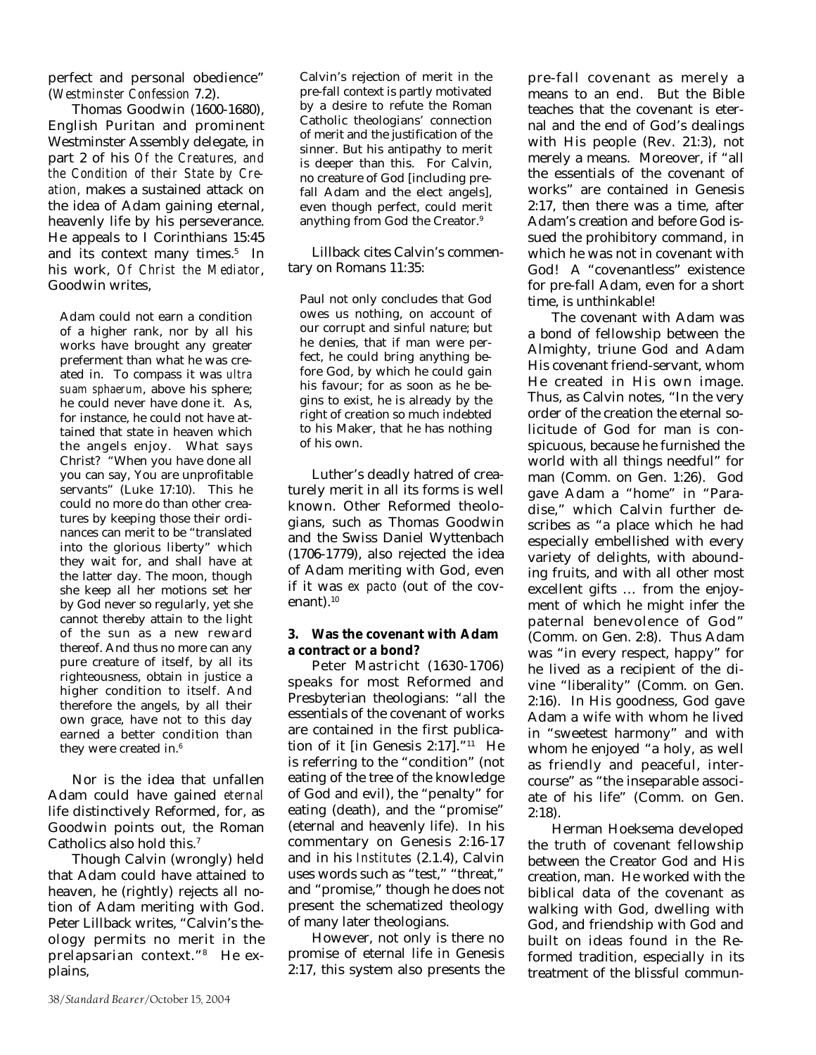perfect and personal obedience" (*Westminster Confession* 7.2).

Thomas Goodwin (1600-1680), English Puritan and prominent Westminster Assembly delegate, in part 2 of his *Of the Creatures, and the Condition of their State by Creation*, makes a sustained attack on the idea of Adam gaining eternal, heavenly life by his perseverance. He appeals to I Corinthians 15:45 and its context many times.[5] In his work, *Of Christ the Mediator*, Goodwin writes,

> Adam could not earn a condition of a higher rank, nor by all his works have brought any greater preferment than what he was created in. To compass it was *ultra suam sphaerum*, above his sphere; he could never have done it. As, for instance, he could not have attained that state in heaven which the angels enjoy. What says Christ? "When you have done all you can say, You are unprofitable servants" (Luke 17:10). This he could no more do than other creatures by keeping those their ordinances can merit to be "translated into the glorious liberty" which they wait for, and shall have at the latter day. The moon, though she keep all her motions set her by God never so regularly, yet she cannot thereby attain to the light of the sun as a new reward thereof. And thus no more can any pure creature of itself, by all its righteousness, obtain in justice a higher condition to itself. And therefore the angels, by all their own grace, have not to this day earned a better condition than they were created in.[6]

Nor is the idea that unfallen Adam could have gained *eternal* life distinctively Reformed, for, as Goodwin points out, the Roman Catholics also hold this.[7]

Though Calvin (wrongly) held that Adam could have attained to heaven, he (rightly) rejects all notion of Adam meriting with God. Peter Lillback writes, "Calvin's theology permits no merit in the prelapsarian context."[8] He explains,

> Calvin's rejection of merit in the pre-fall context is partly motivated by a desire to refute the Roman Catholic theologians' connection of merit and the justification of the sinner. But his antipathy to merit is deeper than this. For Calvin, no creature of God [including pre-fall Adam and the elect angels], even though perfect, could merit anything from God the Creator.[9]

Lillback cites Calvin's commentary on Romans 11:35:

> Paul not only concludes that God owes us nothing, on account of our corrupt and sinful nature; but he denies, that if man were perfect, he could bring anything before God, by which he could gain his favour; for as soon as he begins to exist, he is already by the right of creation so much indebted to his Maker, that he has nothing of his own.

Luther's deadly hatred of creaturely merit in all its forms is well known. Other Reformed theologians, such as Thomas Goodwin and the Swiss Daniel Wyttenbach (1706-1779), also rejected the idea of Adam meriting with God, even if it was *ex pacto* (out of the covenant).[10]

**3. Was the covenant with Adam a contract or a bond?**

Peter Mastricht (1630-1706) speaks for most Reformed and Presbyterian theologians: "all the essentials of the covenant of works are contained in the first publication of it [in Genesis 2:17]."[11] He is referring to the "condition" (not eating of the tree of the knowledge of God and evil), the "penalty" for eating (death), and the "promise" (eternal and heavenly life). In his commentary on Genesis 2:16-17 and in his *Institutes* (2.1.4), Calvin uses words such as "test," "threat," and "promise," though he does not present the schematized theology of many later theologians.

However, not only is there no promise of eternal life in Genesis 2:17, this system also presents the pre-fall covenant as merely a means to an end. But the Bible teaches that the covenant is eternal and the end of God's dealings with His people (Rev. 21:3), not merely a means. Moreover, if "all the essentials of the covenant of works" are contained in Genesis 2:17, then there was a time, after Adam's creation and before God issued the prohibitory command, in which he was not in covenant with God! A "covenantless" existence for pre-fall Adam, even for a short time, is unthinkable!

The covenant with Adam was a bond of fellowship between the Almighty, triune God and Adam His covenant friend-servant, whom He created in His own image. Thus, as Calvin notes, "In the very order of the creation the eternal solicitude of God for man is conspicuous, because he furnished the world with all things needful" for man (Comm. on Gen. 1:26). God gave Adam a "home" in "Paradise," which Calvin further describes as "a place which he had especially embellished with every variety of delights, with abounding fruits, and with all other most excellent gifts … from the enjoyment of which he might infer the paternal benevolence of God" (Comm. on Gen. 2:8). Thus Adam was "in every respect, happy" for he lived as a recipient of the divine "liberality" (Comm. on Gen. 2:16). In His goodness, God gave Adam a wife with whom he lived in "sweetest harmony" and with whom he enjoyed "a holy, as well as friendly and peaceful, intercourse" as "the inseparable associate of his life" (Comm. on Gen. 2:18).

Herman Hoeksema developed the truth of covenant fellowship between the Creator God and His creation, man. He worked with the biblical data of the covenant as walking with God, dwelling with God, and friendship with God and built on ideas found in the Reformed tradition, especially in its treatment of the blissful commun-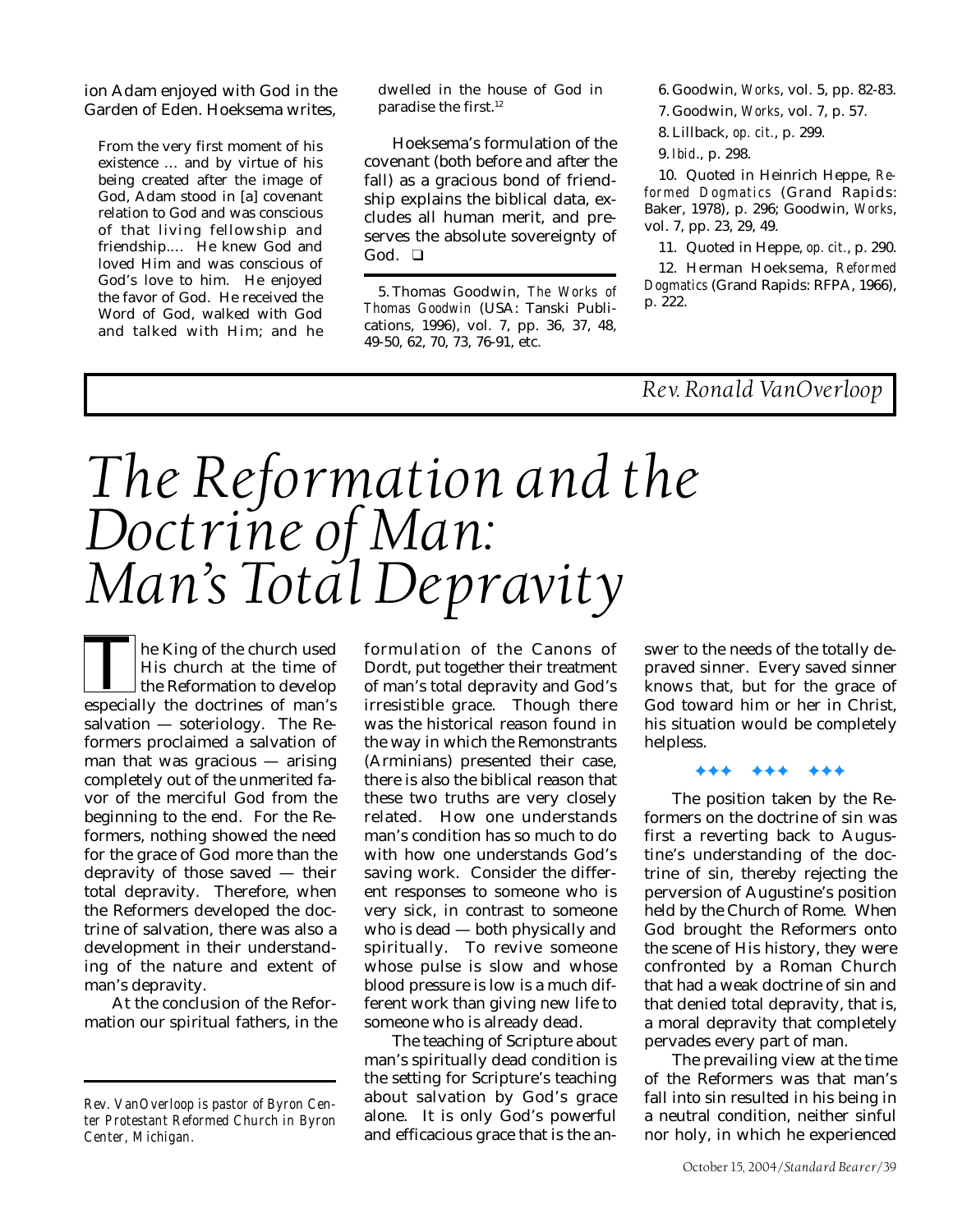ion Adam enjoyed with God in the Garden of Eden. Hoeksema writes,

> From the very first moment of his existence … and by virtue of his being created after the image of God, Adam stood in [a] covenant relation to God and was conscious of that living fellowship and friendship.… He knew God and loved Him and was conscious of God's love to him. He enjoyed the favor of God. He received the Word of God, walked with God and talked with Him; and he dwelled in the house of God in paradise the first.[12]

Hoeksema's formulation of the covenant (both before and after the fall) as a gracious bond of friendship explains the biblical data, excludes all human merit, and preserves the absolute sovereignty of God. ❑

---

5. Thomas Goodwin, *The Works of Thomas Goodwin* (USA: Tanski Publications, 1996), vol. 7, pp. 36, 37, 48, 49-50, 62, 70, 73, 76-91, etc.

6. Goodwin, *Works*, vol. 5, pp. 82-83.

7. Goodwin, *Works*, vol. 7, p. 57.

8. Lillback, *op. cit.*, p. 299.

9. *Ibid.*, p. 298.

10. Quoted in Heinrich Heppe, *Reformed Dogmatics* (Grand Rapids: Baker, 1978), p. 296; Goodwin, *Works*, vol. 7, pp. 23, 29, 49.

11. Quoted in Heppe, *op. cit.*, p. 290.

12. Herman Hoeksema, *Reformed Dogmatics* (Grand Rapids: RFPA, 1966), p. 222.

*Rev. Ronald VanOverloop*

# The Reformation and the Doctrine of Man: Man's Total Depravity

The King of the church used His church at the time of the Reformation to develop especially the doctrines of man's salvation — soteriology. The Reformers proclaimed a salvation of man that was gracious — arising completely out of the unmerited favor of the merciful God from the beginning to the end. For the Reformers, nothing showed the need for the grace of God more than the depravity of those saved — their total depravity. Therefore, when the Reformers developed the doctrine of salvation, there was also a development in their understanding of the nature and extent of man's depravity.

At the conclusion of the Reformation our spiritual fathers, in the formulation of the Canons of Dordt, put together their treatment of man's total depravity and God's irresistible grace. Though there was the historical reason found in the way in which the Remonstrants (Arminians) presented their case, there is also the biblical reason that these two truths are very closely related. How one understands man's condition has so much to do with how one understands God's saving work. Consider the different responses to someone who is very sick, in contrast to someone who is dead — both physically and spiritually. To revive someone whose pulse is slow and whose blood pressure is low is a much different work than giving new life to someone who is already dead.

The teaching of Scripture about man's spiritually dead condition is the setting for Scripture's teaching about salvation by God's grace alone. It is only God's powerful and efficacious grace that is the answer to the needs of the totally depraved sinner. Every saved sinner knows that, but for the grace of God toward him or her in Christ, his situation would be completely helpless.

✦✦✦ ✦✦✦ ✦✦✦

The position taken by the Reformers on the doctrine of sin was first a reverting back to Augustine's understanding of the doctrine of sin, thereby rejecting the perversion of Augustine's position held by the Church of Rome. When God brought the Reformers onto the scene of His history, they were confronted by a Roman Church that had a weak doctrine of sin and that denied total depravity, that is, a moral depravity that completely pervades every part of man.

The prevailing view at the time of the Reformers was that man's fall into sin resulted in his being in a neutral condition, neither sinful nor holy, in which he experienced

---

*Rev. VanOverloop is pastor of Byron Center Protestant Reformed Church in Byron Center, Michigan.*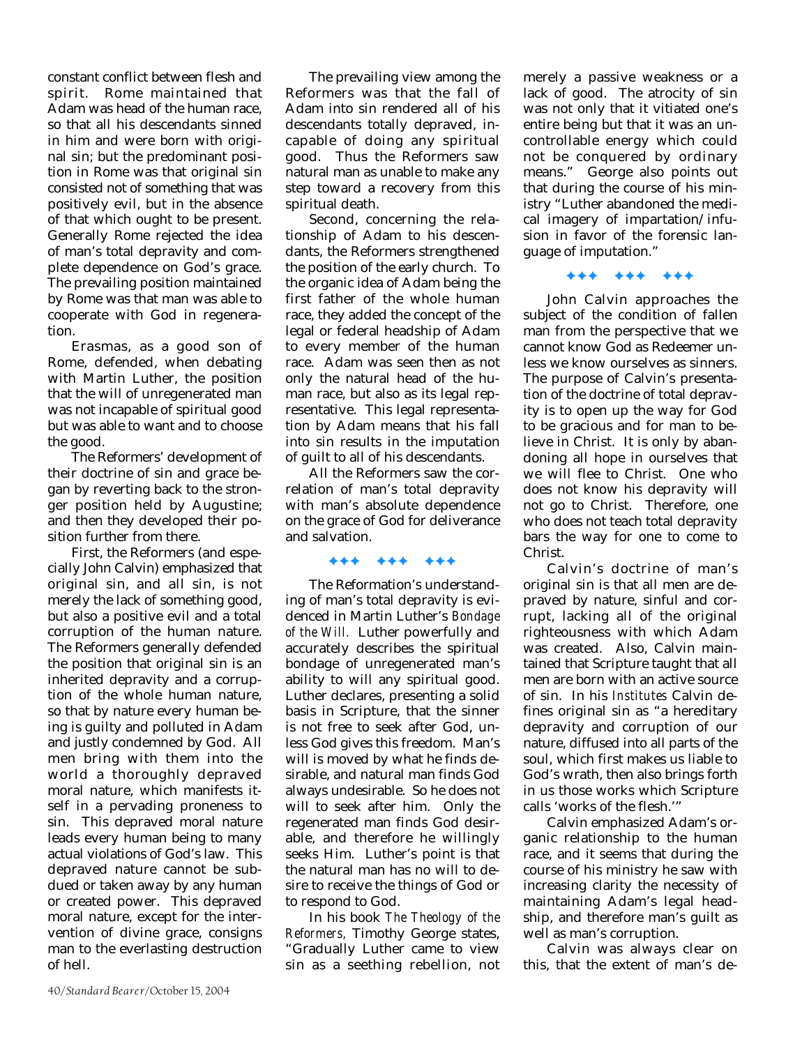constant conflict between flesh and spirit. Rome maintained that Adam was head of the human race, so that all his descendants sinned in him and were born with original sin; but the predominant position in Rome was that original sin consisted not of something that was positively evil, but in the absence of that which ought to be present. Generally Rome rejected the idea of man's total depravity and complete dependence on God's grace. The prevailing position maintained by Rome was that man was able to cooperate with God in regeneration.

Erasmas, as a good son of Rome, defended, when debating with Martin Luther, the position that the will of unregenerated man was not incapable of spiritual good but was able to want and to choose the good.

The Reformers' development of their doctrine of sin and grace began by reverting back to the stronger position held by Augustine; and then they developed their position further from there.

First, the Reformers (and especially John Calvin) emphasized that original sin, and all sin, is not merely the lack of something good, but also a positive evil and a total corruption of the human nature. The Reformers generally defended the position that original sin is an inherited depravity and a corruption of the whole human nature, so that by nature every human being is guilty and polluted in Adam and justly condemned by God. All men bring with them into the world a thoroughly depraved moral nature, which manifests itself in a pervading proneness to sin. This depraved moral nature leads every human being to many actual violations of God's law. This depraved nature cannot be subdued or taken away by any human or created power. This depraved moral nature, except for the intervention of divine grace, consigns man to the everlasting destruction of hell.

The prevailing view among the Reformers was that the fall of Adam into sin rendered all of his descendants totally depraved, incapable of doing any spiritual good. Thus the Reformers saw natural man as unable to make any step toward a recovery from this spiritual death.

Second, concerning the relationship of Adam to his descendants, the Reformers strengthened the position of the early church. To the organic idea of Adam being the first father of the whole human race, they added the concept of the legal or federal headship of Adam to every member of the human race. Adam was seen then as not only the natural head of the human race, but also as its legal representative. This legal representation by Adam means that his fall into sin results in the imputation of guilt to all of his descendants.

All the Reformers saw the correlation of man's total depravity with man's absolute dependence on the grace of God for deliverance and salvation.

✦✦✦ ✦✦✦ ✦✦✦

The Reformation's understanding of man's total depravity is evidenced in Martin Luther's *Bondage of the Will*. Luther powerfully and accurately describes the spiritual bondage of unregenerated man's ability to will any spiritual good. Luther declares, presenting a solid basis in Scripture, that the sinner is not free to seek after God, unless God gives this freedom. Man's will is moved by what he finds desirable, and natural man finds God always undesirable. So he does not will to seek after him. Only the regenerated man finds God desirable, and therefore he willingly seeks Him. Luther's point is that the natural man has no will to desire to receive the things of God or to respond to God.

In his book *The Theology of the Reformers*, Timothy George states, "Gradually Luther came to view sin as a seething rebellion, not merely a passive weakness or a lack of good. The atrocity of sin was not only that it vitiated one's entire being but that it was an uncontrollable energy which could not be conquered by ordinary means." George also points out that during the course of his ministry "Luther abandoned the medical imagery of impartation/infusion in favor of the forensic language of imputation."

✦✦✦ ✦✦✦ ✦✦✦

John Calvin approaches the subject of the condition of fallen man from the perspective that we cannot know God as Redeemer unless we know ourselves as sinners. The purpose of Calvin's presentation of the doctrine of total depravity is to open up the way for God to be gracious and for man to believe in Christ. It is only by abandoning all hope in ourselves that we will flee to Christ. One who does not know his depravity will not go to Christ. Therefore, one who does not teach total depravity bars the way for one to come to Christ.

Calvin's doctrine of man's original sin is that all men are depraved by nature, sinful and corrupt, lacking all of the original righteousness with which Adam was created. Also, Calvin maintained that Scripture taught that all men are born with an active source of sin. In his *Institutes* Calvin defines original sin as "a hereditary depravity and corruption of our nature, diffused into all parts of the soul, which first makes us liable to God's wrath, then also brings forth in us those works which Scripture calls 'works of the flesh.'"

Calvin emphasized Adam's organic relationship to the human race, and it seems that during the course of his ministry he saw with increasing clarity the necessity of maintaining Adam's legal headship, and therefore man's guilt as well as man's corruption.

Calvin was always clear on this, that the extent of man's de-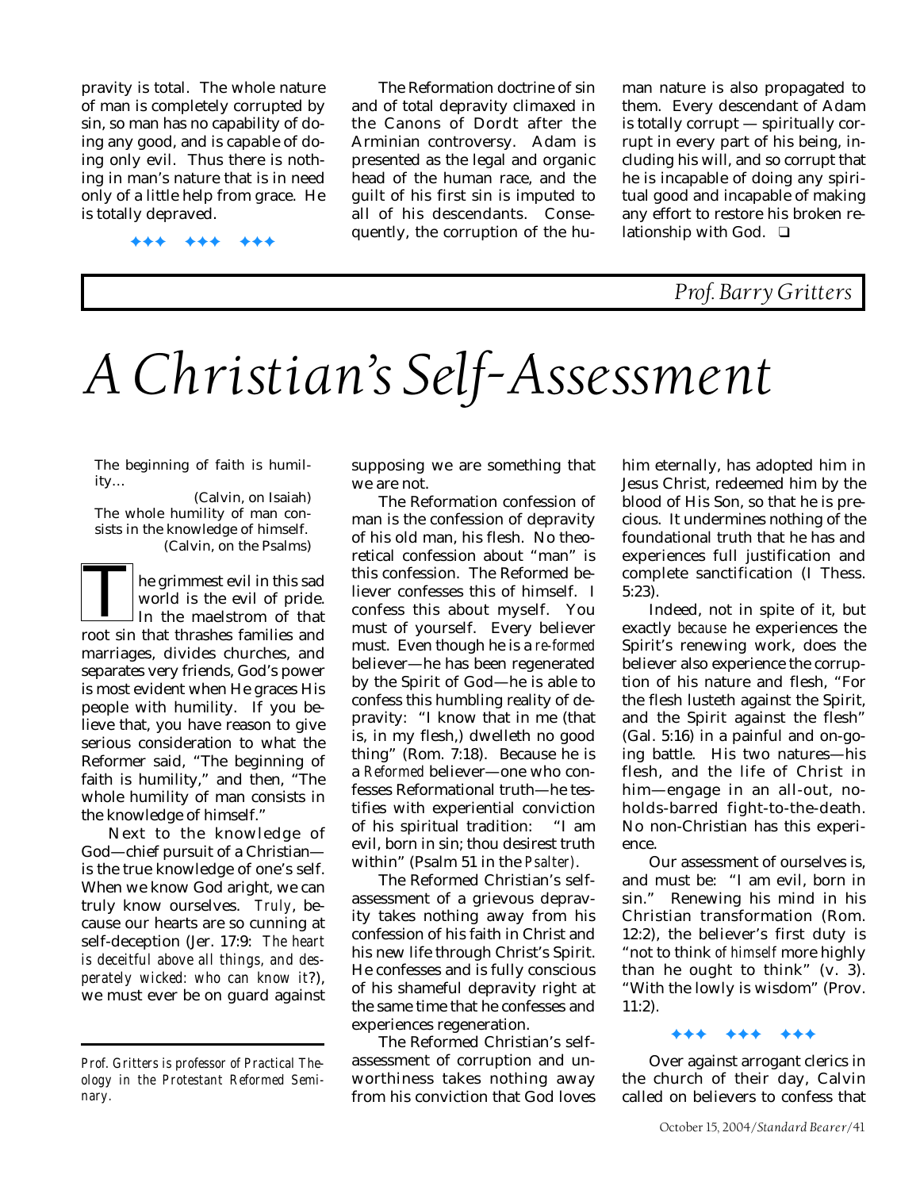pravity is total. The whole nature of man is completely corrupted by sin, so man has no capability of doing any good, and is capable of doing only evil. Thus there is nothing in man's nature that is in need only of a little help from grace. He is totally depraved.

✦✦✦ ✦✦✦ ✦✦✦

The Reformation doctrine of sin and of total depravity climaxed in the Canons of Dordt after the Arminian controversy. Adam is presented as the legal and organic head of the human race, and the guilt of his first sin is imputed to all of his descendants. Consequently, the corruption of the human nature is also propagated to them. Every descendant of Adam is totally corrupt — spiritually corrupt in every part of his being, including his will, and so corrupt that he is incapable of doing any spiritual good and incapable of making any effort to restore his broken relationship with God. ❑

*Prof. Barry Gritters*

# *A Christian's Self-Assessment*

> The beginning of faith is humility…
>
> (Calvin, on Isaiah)
>
> The whole humility of man consists in the knowledge of himself.
>
> (Calvin, on the Psalms)

The grimmest evil in this sad world is the evil of pride. In the maelstrom of that root sin that thrashes families and marriages, divides churches, and separates very friends, God's power is most evident when He graces His people with humility. If you believe that, you have reason to give serious consideration to what the Reformer said, "The beginning of faith is humility," and then, "The whole humility of man consists in the knowledge of himself."

Next to the knowledge of God—chief pursuit of a Christian—is the true knowledge of one's self. When we know God aright, we can truly know ourselves. *Truly*, because our hearts are so cunning at self-deception (Jer. 17:9: *The heart is deceitful above all things, and desperately wicked: who can know it*?), we must ever be on guard against supposing we are something that we are not.

*Prof. Gritters is professor of Practical Theology in the Protestant Reformed Seminary.*

The Reformation confession of man is the confession of depravity of his old man, his flesh. No theoretical confession about "man" is this confession. The Reformed believer confesses this of himself. I confess this about myself. You must of yourself. Every believer must. Even though he is a *re-formed* believer—he has been regenerated by the Spirit of God—he is able to confess this humbling reality of depravity: "I know that in me (that is, in my flesh,) dwelleth no good thing" (Rom. 7:18). Because he is a *Reformed* believer—one who confesses Reformational truth—he testifies with experiential conviction of his spiritual tradition: "I am evil, born in sin; thou desirest truth within" (Psalm 51 in the *Psalter*).

The Reformed Christian's self-assessment of a grievous depravity takes nothing away from his confession of his faith in Christ and his new life through Christ's Spirit. He confesses and is fully conscious of his shameful depravity right at the same time that he confesses and experiences regeneration.

The Reformed Christian's self-assessment of corruption and unworthiness takes nothing away from his conviction that God loves him eternally, has adopted him in Jesus Christ, redeemed him by the blood of His Son, so that he is precious. It undermines nothing of the foundational truth that he has and experiences full justification and complete sanctification (I Thess. 5:23).

Indeed, not in spite of it, but exactly *because* he experiences the Spirit's renewing work, does the believer also experience the corruption of his nature and flesh, "For the flesh lusteth against the Spirit, and the Spirit against the flesh" (Gal. 5:16) in a painful and on-going battle. His two natures—his flesh, and the life of Christ in him—engage in an all-out, no-holds-barred fight-to-the-death. No non-Christian has this experience.

Our assessment of ourselves is, and must be: "I am evil, born in sin." Renewing his mind in his Christian transformation (Rom. 12:2), the believer's first duty is "not to think *of himself* more highly than he ought to think" (v. 3). "With the lowly is wisdom" (Prov. 11:2).

✦✦✦ ✦✦✦ ✦✦✦

Over against arrogant clerics in the church of their day, Calvin called on believers to confess that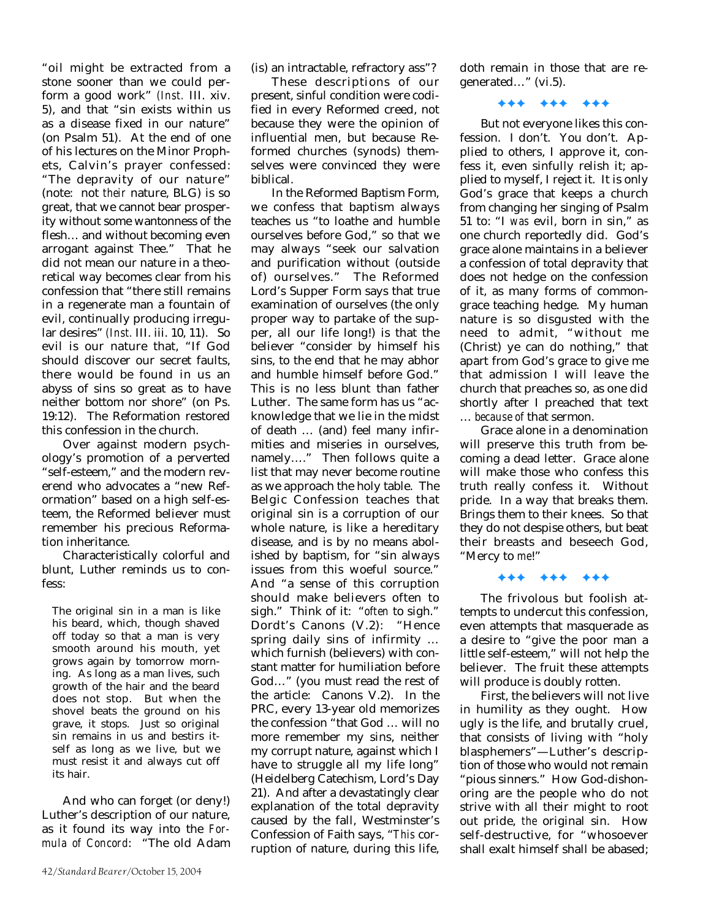"oil might be extracted from a stone sooner than we could perform a good work" (*Inst.* III. xiv. 5), and that "sin exists within us as a disease fixed in our nature" (on Psalm 51). At the end of one of his lectures on the Minor Prophets, Calvin's prayer confessed: "The depravity of our nature" (note: not *their* nature, BLG) is so great, that we cannot bear prosperity without some wantonness of the flesh… and without becoming even arrogant against Thee." That he did not mean our nature in a theoretical way becomes clear from his confession that "there still remains in a regenerate man a fountain of evil, continually producing irregular desires" (*Inst.* III. iii. 10, 11). So evil is our nature that, "If God should discover our secret faults, there would be found in us an abyss of sins so great as to have neither bottom nor shore" (on Ps. 19:12). The Reformation restored this confession in the church.

Over against modern psychology's promotion of a perverted "self-esteem," and the modern reverend who advocates a "new Reformation" based on a high self-esteem, the Reformed believer must remember his precious Reformation inheritance.

Characteristically colorful and blunt, Luther reminds us to confess:

> The original sin in a man is like his beard, which, though shaved off today so that a man is very smooth around his mouth, yet grows again by tomorrow morning. As long as a man lives, such growth of the hair and the beard does not stop. But when the shovel beats the ground on his grave, it stops. Just so original sin remains in us and bestirs itself as long as we live, but we must resist it and always cut off its hair.

And who can forget (or deny!) Luther's description of our nature, as it found its way into the *Formula of Concord*: "The old Adam (is) an intractable, refractory ass"?

These descriptions of our present, sinful condition were codified in every Reformed creed, not because they were the opinion of influential men, but because Reformed churches (synods) themselves were convinced they were biblical.

In the Reformed Baptism Form, we confess that baptism always teaches us "to loathe and humble ourselves before God," so that we may always "seek our salvation and purification without (outside of) ourselves." The Reformed Lord's Supper Form says that true examination of ourselves (the only proper way to partake of the supper, all our life long!) is that the believer "consider by himself his sins, to the end that he may abhor and humble himself before God." This is no less blunt than father Luther. The same form has us "acknowledge that we lie in the midst of death … (and) feel many infirmities and miseries in ourselves, namely…." Then follows quite a list that may never become routine as we approach the holy table. The Belgic Confession teaches that original sin is a corruption of our whole nature, is like a hereditary disease, and is by no means abolished by baptism, for "sin always issues from this woeful source." And "a sense of this corruption should make believers often to sigh." Think of it: "*often* to sigh." Dordt's Canons (V.2): "Hence spring daily sins of infirmity … which furnish (believers) with constant matter for humiliation before God…" (you must read the rest of the article: Canons V.2). In the PRC, every 13-year old memorizes the confession "that God … will no more remember my sins, neither my corrupt nature, against which I have to struggle all my life long" (Heidelberg Catechism, Lord's Day 21). And after a devastatingly clear explanation of the total depravity caused by the fall, Westminster's Confession of Faith says, "*This* corruption of nature, during this life, doth remain in those that are regenerated…" (vi.5).

✦✦✦ ✦✦✦ ✦✦✦

But not everyone likes this confession. I don't. You don't. Applied to others, I approve it, confess it, even sinfully relish it; applied to myself, I reject it. It is only God's grace that keeps a church from changing her singing of Psalm 51 to: "I *was* evil, born in sin," as one church reportedly did. God's grace alone maintains in a believer a confession of total depravity that does not hedge on the confession of it, as many forms of common-grace teaching hedge. My human nature is so disgusted with the need to admit, "without me (Christ) ye can do nothing," that apart from God's grace to give me that admission I will leave the church that preaches so, as one did shortly after I preached that text … *because of* that sermon.

Grace alone in a denomination will preserve this truth from becoming a dead letter. Grace alone will make those who confess this truth really confess it. Without pride. In a way that breaks them. Brings them to their knees. So that they do not despise others, but beat their breasts and beseech God, "Mercy to *me*!"

✦✦✦ ✦✦✦ ✦✦✦

The frivolous but foolish attempts to undercut this confession, even attempts that masquerade as a desire to "give the poor man a little self-esteem," will not help the believer. The fruit these attempts will produce is doubly rotten.

First, the believers will not live in humility as they ought. How ugly is the life, and brutally cruel, that consists of living with "holy blasphemers"—Luther's description of those who would not remain "pious sinners." How God-dishonoring are the people who do not strive with all their might to root out pride, *the* original sin. How self-destructive, for "whosoever shall exalt himself shall be abased;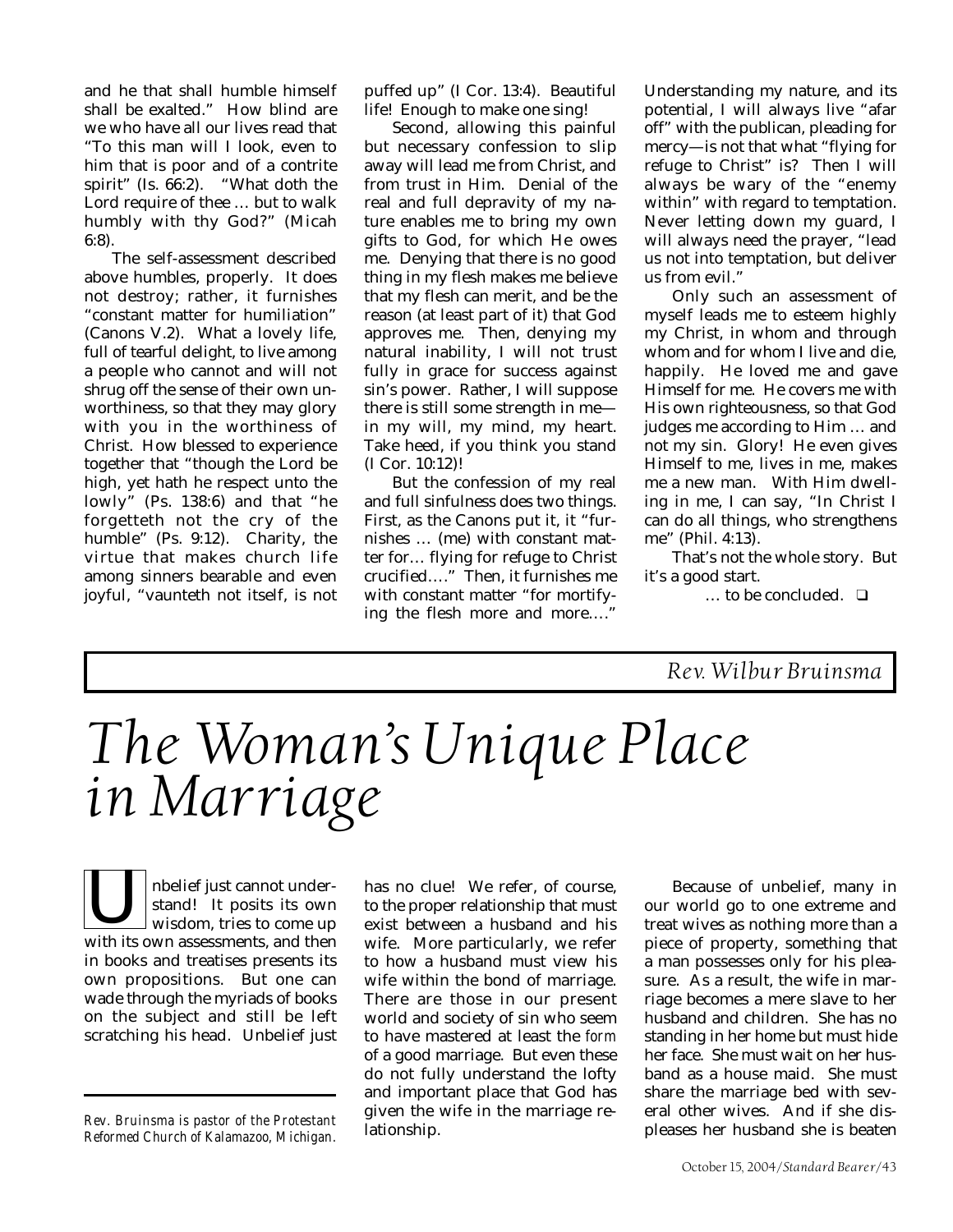and he that shall humble himself shall be exalted." How blind are we who have all our lives read that "To this man will I look, even to him that is poor and of a contrite spirit" (Is. 66:2). "What doth the Lord require of thee … but to walk humbly with thy God?" (Micah 6:8).

The self-assessment described above humbles, properly. It does not destroy; rather, it furnishes "constant matter for humiliation" (Canons V.2). What a lovely life, full of tearful delight, to live among a people who cannot and will not shrug off the sense of their own unworthiness, so that they may glory with you in the worthiness of Christ. How blessed to experience together that "though the Lord be high, yet hath he respect unto the lowly" (Ps. 138:6) and that "he forgetteth not the cry of the humble" (Ps. 9:12). Charity, the virtue that makes church life among sinners bearable and even joyful, "vaunteth not itself, is not puffed up" (I Cor. 13:4). Beautiful life! Enough to make one sing!

Second, allowing this painful but necessary confession to slip away will lead me from Christ, and from trust in Him. Denial of the real and full depravity of my nature enables me to bring my own gifts to God, for which He owes me. Denying that there is no good thing in my flesh makes me believe that my flesh can merit, and be the reason (at least part of it) that God approves me. Then, denying my natural inability, I will not trust fully in grace for success against sin's power. Rather, I will suppose there is still some strength in me—in my will, my mind, my heart. Take heed, if you think you stand (I Cor. 10:12)!

But the confession of my real and full sinfulness does two things. First, as the Canons put it, it "furnishes … (me) with constant matter for… flying for refuge to Christ crucified…." Then, it furnishes me with constant matter "for mortifying the flesh more and more…." Understanding my nature, and its potential, I will always live "afar off" with the publican, pleading for mercy—is not that what "flying for refuge to Christ" is? Then I will always be wary of the "enemy within" with regard to temptation. Never letting down my guard, I will always need the prayer, "lead us not into temptation, but deliver us from evil."

Only such an assessment of myself leads me to esteem highly my Christ, in whom and through whom and for whom I live and die, happily. He loved me and gave Himself for me. He covers me with His own righteousness, so that God judges me according to Him … and not my sin. Glory! He even gives Himself to me, lives in me, makes me a new man. With Him dwelling in me, I can say, "In Christ I can do all things, who strengthens me" (Phil. 4:13).

That's not the whole story. But it's a good start.

… to be concluded. ❑

*Rev. Wilbur Bruinsma*

# *The Woman's Unique Place in Marriage*

Unbelief just cannot understand! It posits its own wisdom, tries to come up with its own assessments, and then in books and treatises presents its own propositions. But one can wade through the myriads of books on the subject and still be left scratching his head. Unbelief just has no clue! We refer, of course, to the proper relationship that must exist between a husband and his wife. More particularly, we refer to how a husband must view his wife within the bond of marriage. There are those in our present world and society of sin who seem to have mastered at least the *form* of a good marriage. But even these do not fully understand the lofty and important place that God has given the wife in the marriage relationship.

*Rev. Bruinsma is pastor of the Protestant Reformed Church of Kalamazoo, Michigan.*

Because of unbelief, many in our world go to one extreme and treat wives as nothing more than a piece of property, something that a man possesses only for his pleasure. As a result, the wife in marriage becomes a mere slave to her husband and children. She has no standing in her home but must hide her face. She must wait on her husband as a house maid. She must share the marriage bed with several other wives. And if she displeases her husband she is beaten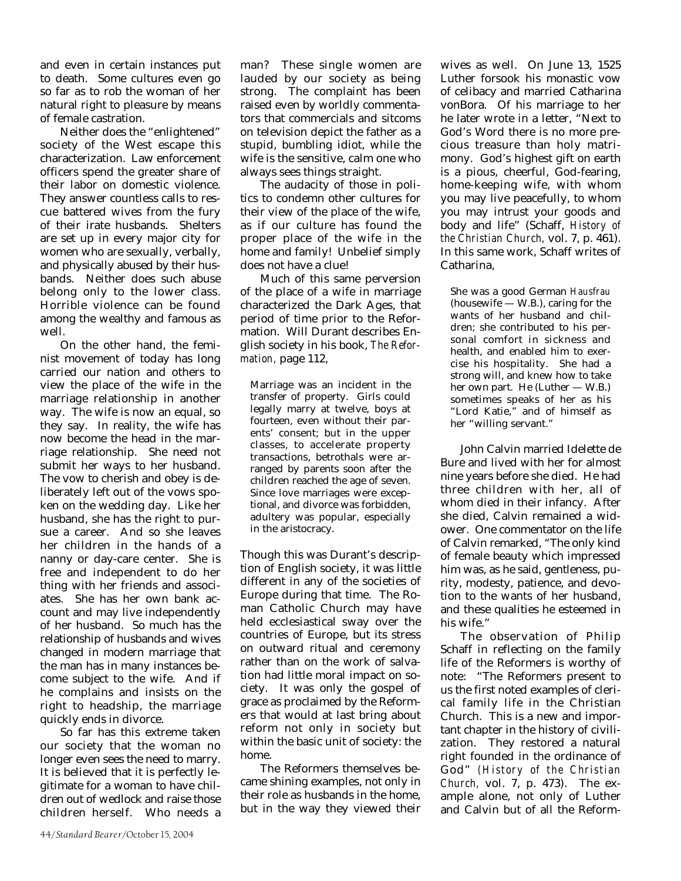and even in certain instances put to death. Some cultures even go so far as to rob the woman of her natural right to pleasure by means of female castration.

Neither does the "enlightened" society of the West escape this characterization. Law enforcement officers spend the greater share of their labor on domestic violence. They answer countless calls to rescue battered wives from the fury of their irate husbands. Shelters are set up in every major city for women who are sexually, verbally, and physically abused by their husbands. Neither does such abuse belong only to the lower class. Horrible violence can be found among the wealthy and famous as well.

On the other hand, the feminist movement of today has long carried our nation and others to view the place of the wife in the marriage relationship in another way. The wife is now an equal, so they say. In reality, the wife has now become the head in the marriage relationship. She need not submit her ways to her husband. The vow to cherish and obey is deliberately left out of the vows spoken on the wedding day. Like her husband, she has the right to pursue a career. And so she leaves her children in the hands of a nanny or day-care center. She is free and independent to do her thing with her friends and associates. She has her own bank account and may live independently of her husband. So much has the relationship of husbands and wives changed in modern marriage that the man has in many instances become subject to the wife. And if he complains and insists on the right to headship, the marriage quickly ends in divorce.

So far has this extreme taken our society that the woman no longer even sees the need to marry. It is believed that it is perfectly legitimate for a woman to have children out of wedlock and raise those children herself. Who needs a man? These single women are lauded by our society as being strong. The complaint has been raised even by worldly commentators that commercials and sitcoms on television depict the father as a stupid, bumbling idiot, while the wife is the sensitive, calm one who always sees things straight.

The audacity of those in politics to condemn other cultures for their view of the place of the wife, as if our culture has found the proper place of the wife in the home and family! Unbelief simply does not have a clue!

Much of this same perversion of the place of a wife in marriage characterized the Dark Ages, that period of time prior to the Reformation. Will Durant describes English society in his book, *The Reformation*, page 112,

> Marriage was an incident in the transfer of property. Girls could legally marry at twelve, boys at fourteen, even without their parents' consent; but in the upper classes, to accelerate property transactions, betrothals were arranged by parents soon after the children reached the age of seven. Since love marriages were exceptional, and divorce was forbidden, adultery was popular, especially in the aristocracy.

Though this was Durant's description of English society, it was little different in any of the societies of Europe during that time. The Roman Catholic Church may have held ecclesiastical sway over the countries of Europe, but its stress on outward ritual and ceremony rather than on the work of salvation had little moral impact on society. It was only the gospel of grace as proclaimed by the Reformers that would at last bring about reform not only in society but within the basic unit of society: the home.

The Reformers themselves became shining examples, not only in their role as husbands in the home, but in the way they viewed their wives as well. On June 13, 1525 Luther forsook his monastic vow of celibacy and married Catharina vonBora. Of his marriage to her he later wrote in a letter, "Next to God's Word there is no more precious treasure than holy matrimony. God's highest gift on earth is a pious, cheerful, God-fearing, home-keeping wife, with whom you may live peacefully, to whom you may intrust your goods and body and life" (Schaff, *History of the Christian Church*, vol. 7, p. 461). In this same work, Schaff writes of Catharina,

> She was a good German *Hausfrau* (housewife — W.B.), caring for the wants of her husband and children; she contributed to his personal comfort in sickness and health, and enabled him to exercise his hospitality. She had a strong will, and knew how to take her own part. He (Luther — W.B.) sometimes speaks of her as his "Lord Katie," and of himself as her "willing servant."

John Calvin married Idelette de Bure and lived with her for almost nine years before she died. He had three children with her, all of whom died in their infancy. After she died, Calvin remained a widower. One commentator on the life of Calvin remarked, "The only kind of female beauty which impressed him was, as he said, gentleness, purity, modesty, patience, and devotion to the wants of her husband, and these qualities he esteemed in his wife."

The observation of Philip Schaff in reflecting on the family life of the Reformers is worthy of note: "The Reformers present to us the first noted examples of clerical family life in the Christian Church. This is a new and important chapter in the history of civilization. They restored a natural right founded in the ordinance of God" (*History of the Christian Church*, vol. 7, p. 473). The example alone, not only of Luther and Calvin but of all the Reform-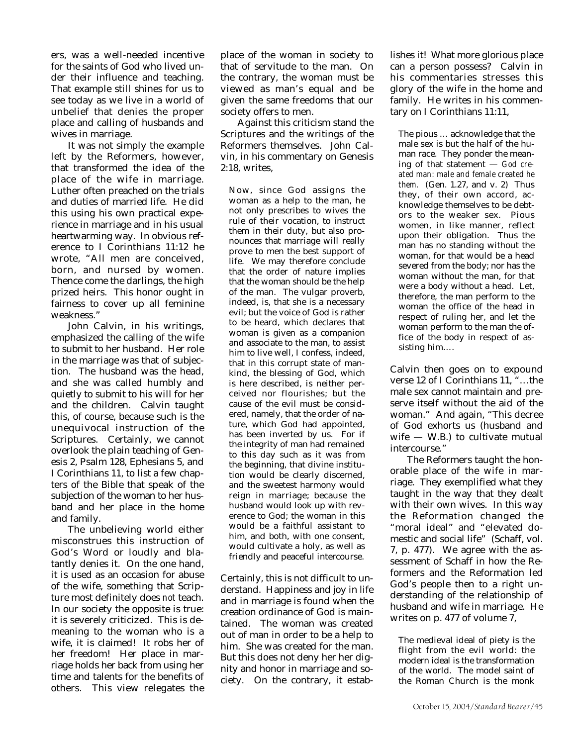ers, was a well-needed incentive for the saints of God who lived under their influence and teaching. That example still shines for us to see today as we live in a world of unbelief that denies the proper place and calling of husbands and wives in marriage.

It was not simply the example left by the Reformers, however, that transformed the idea of the place of the wife in marriage. Luther often preached on the trials and duties of married life. He did this using his own practical experience in marriage and in his usual heartwarming way. In obvious reference to I Corinthians 11:12 he wrote, "All men are conceived, born, and nursed by women. Thence come the darlings, the high prized heirs. This honor ought in fairness to cover up all feminine weakness."

John Calvin, in his writings, emphasized the calling of the wife to submit to her husband. Her role in the marriage was that of subjection. The husband was the head, and she was called humbly and quietly to submit to his will for her and the children. Calvin taught this, of course, because such is the unequivocal instruction of the Scriptures. Certainly, we cannot overlook the plain teaching of Genesis 2, Psalm 128, Ephesians 5, and I Corinthians 11, to list a few chapters of the Bible that speak of the subjection of the woman to her husband and her place in the home and family.

The unbelieving world either misconstrues this instruction of God's Word or loudly and blatantly denies it. On the one hand, it is used as an occasion for abuse of the wife, something that Scripture most definitely does *not* teach. In our society the opposite is true: it is severely criticized. This is demeaning to the woman who is a wife, it is claimed! It robs her of her freedom! Her place in marriage holds her back from using her time and talents for the benefits of others. This view relegates the place of the woman in society to that of servitude to the man. On the contrary, the woman must be viewed as man's equal and be given the same freedoms that our society offers to men.

Against this criticism stand the Scriptures and the writings of the Reformers themselves. John Calvin, in his commentary on Genesis 2:18, writes,

> Now, since God assigns the woman as a help to the man, he not only prescribes to wives the rule of their vocation, to instruct them in their duty, but also pronounces that marriage will really prove to men the best support of life. We may therefore conclude that the order of nature implies that the woman should be the help of the man. The vulgar proverb, indeed, is, that she is a necessary evil; but the voice of God is rather to be heard, which declares that woman is given as a companion and associate to the man, to assist him to live well, I confess, indeed, that in this corrupt state of mankind, the blessing of God, which is here described, is neither perceived nor flourishes; but the cause of the evil must be considered, namely, that the order of nature, which God had appointed, has been inverted by us. For if the integrity of man had remained to this day such as it was from the beginning, that divine institution would be clearly discerned, and the sweetest harmony would reign in marriage; because the husband would look up with reverence to God; the woman in this would be a faithful assistant to him, and both, with one consent, would cultivate a holy, as well as friendly and peaceful intercourse.

Certainly, this is not difficult to understand. Happiness and joy in life and in marriage is found when the creation ordinance of God is maintained. The woman was created out of man in order to be a help to him. She was created for the man. But this does not deny her her dignity and honor in marriage and society. On the contrary, it establishes it! What more glorious place can a person possess? Calvin in his commentaries stresses this glory of the wife in the home and family. He writes in his commentary on I Corinthians 11:11,

> The pious … acknowledge that the male sex is but the half of the human race. They ponder the meaning of that statement — *God created man: male and female created he them.* (Gen. 1.27, and v. 2) Thus they, of their own accord, acknowledge themselves to be debtors to the weaker sex. Pious women, in like manner, reflect upon their obligation. Thus the man has no standing without the woman, for that would be a head severed from the body; nor has the woman without the man, for that were a body without a head. Let, therefore, the man perform to the woman the office of the head in respect of ruling her, and let the woman perform to the man the office of the body in respect of assisting him….

Calvin then goes on to expound verse 12 of I Corinthians 11, "…the male sex cannot maintain and preserve itself without the aid of the woman." And again, "This decree of God exhorts us (husband and wife — W.B.) to cultivate mutual intercourse."

The Reformers taught the honorable place of the wife in marriage. They exemplified what they taught in the way that they dealt with their own wives. In this way the Reformation changed the "moral ideal" and "elevated domestic and social life" (Schaff, vol. 7, p. 477). We agree with the assessment of Schaff in how the Reformers and the Reformation led God's people then to a right understanding of the relationship of husband and wife in marriage. He writes on p. 477 of volume 7,

> The medieval ideal of piety is the flight from the evil world: the modern ideal is the transformation of the world. The model saint of the Roman Church is the monk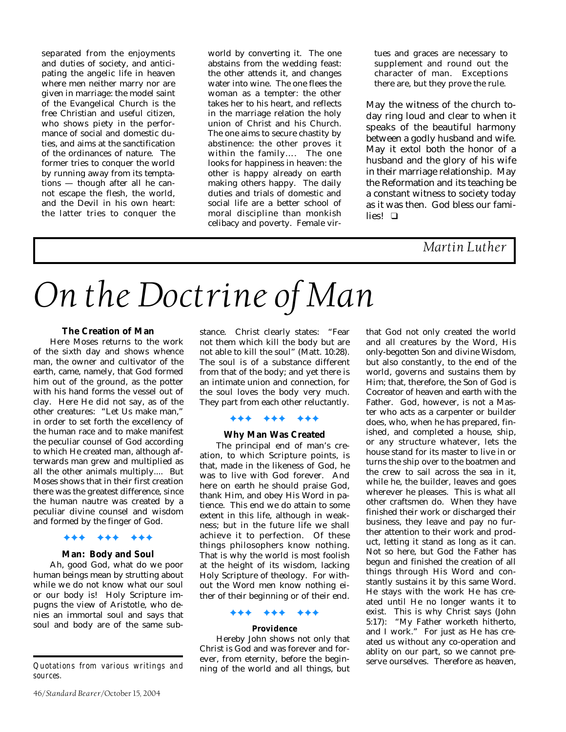separated from the enjoyments and duties of society, and anticipating the angelic life in heaven where men neither marry nor are given in marriage: the model saint of the Evangelical Church is the free Christian and useful citizen, who shows piety in the performance of social and domestic duties, and aims at the sanctification of the ordinances of nature. The former tries to conquer the world by running away from its temptations — though after all he cannot escape the flesh, the world, and the Devil in his own heart: the latter tries to conquer the world by converting it. The one abstains from the wedding feast: the other attends it, and changes water into wine. The one flees the woman as a tempter: the other takes her to his heart, and reflects in the marriage relation the holy union of Christ and his Church. The one aims to secure chastity by abstinence: the other proves it within the family.... The one looks for happiness in heaven: the other is happy already on earth making others happy. The daily duties and trials of domestic and social life are a better school of moral discipline than monkish celibacy and poverty. Female virtues and graces are necessary to supplement and round out the character of man. Exceptions there are, but they prove the rule.

May the witness of the church today ring loud and clear to when it speaks of the beautiful harmony between a godly husband and wife. May it extol both the honor of a husband and the glory of his wife in their marriage relationship. May the Reformation and its teaching be a constant witness to society today as it was then. God bless our families! ❑

*Martin Luther*

# *On the Doctrine of Man*

*Quotations from various writings and sources.*

**The Creation of Man**

Here Moses returns to the work of the sixth day and shows whence man, the owner and cultivator of the earth, came, namely, that God formed him out of the ground, as the potter with his hand forms the vessel out of clay. Here He did not say, as of the other creatures: "Let Us make man," in order to set forth the excellency of the human race and to make manifest the peculiar counsel of God according to which He created man, although afterwards man grew and multiplied as all the other animals multiply.... But Moses shows that in their first creation there was the greatest difference, since the human nautre was created by a peculiar divine counsel and wisdom and formed by the finger of God.

✦✦✦ ✦✦✦ ✦✦✦

**Man: Body and Soul**

Ah, good God, what do we poor human beings mean by strutting about while we do not know what our soul or our body is! Holy Scripture impugns the view of Aristotle, who denies an immortal soul and says that soul and body are of the same substance. Christ clearly states: "Fear not them which kill the body but are not able to kill the soul" (Matt. 10:28). The soul is of a substance different from that of the body; and yet there is an intimate union and connection, for the soul loves the body very much. They part from each other reluctantly.

✦✦✦ ✦✦✦ ✦✦✦

**Why Man Was Created**

The principal end of man's creation, to which Scripture points, is that, made in the likeness of God, he was to live with God forever. And here on earth he should praise God, thank Him, and obey His Word in patience. This end we do attain to some extent in this life, although in weakness; but in the future life we shall achieve it to perfection. Of these things philosophers know nothing. That is why the world is most foolish at the height of its wisdom, lacking Holy Scripture of theology. For without the Word men know nothing either of their beginning or of their end.

✦✦✦ ✦✦✦ ✦✦✦

**Providence**

Hereby John shows not only that Christ is God and was forever and forever, from eternity, before the beginning of the world and all things, but that God not only created the world and all creatures by the Word, His only-begotten Son and divine Wisdom, but also constantly, to the end of the world, governs and sustains them by Him; that, therefore, the Son of God is Cocreator of heaven and earth with the Father. God, however, is not a Master who acts as a carpenter or builder does, who, when he has prepared, finished, and completed a house, ship, or any structure whatever, lets the house stand for its master to live in or turns the ship over to the boatmen and the crew to sail across the sea in it, while he, the builder, leaves and goes wherever he pleases. This is what all other craftsmen do. When they have finished their work or discharged their business, they leave and pay no further attention to their work and product, letting it stand as long as it can. Not so here, but God the Father has begun and finished the creation of all things through His Word and constantly sustains it by this same Word. He stays with the work He has created until He no longer wants it to exist. This is why Christ says (John 5:17): "My Father worketh hitherto, and I work." For just as He has created us without any co-operation and ablity on our part, so we cannot preserve ourselves. Therefore as heaven,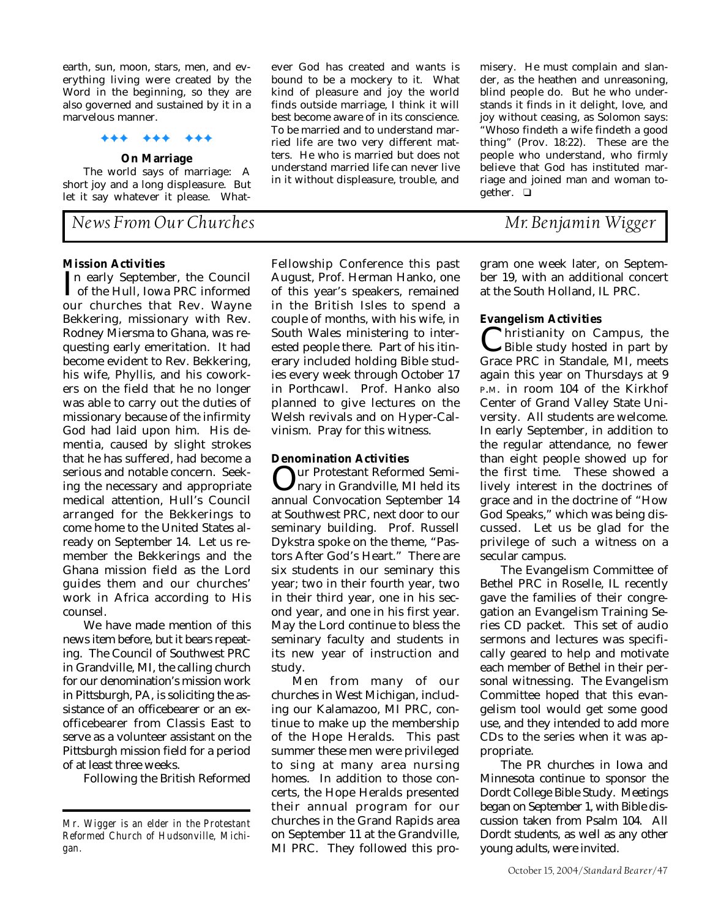earth, sun, moon, stars, men, and everything living were created by the Word in the beginning, so they are also governed and sustained by it in a marvelous manner.

✦✦✦ ✦✦✦ ✦✦✦

### On Marriage

The world says of marriage: A short joy and a long displeasure. But let it say whatever it please. Whatever God has created and wants is bound to be a mockery to it. What kind of pleasure and joy the world finds outside marriage, I think it will best become aware of in its conscience. To be married and to understand married life are two very different matters. He who is married but does not understand married life can never live in it without displeasure, trouble, and misery. He must complain and slander, as the heathen and unreasoning, blind people do. But he who understands it finds in it delight, love, and joy without ceasing, as Solomon says: "Whoso findeth a wife findeth a good thing" (Prov. 18:22). These are the people who understand, who firmly believe that God has instituted marriage and joined man and woman together. ❑

## *News From Our Churches* — *Mr. Benjamin Wigger*

*Mr. Wigger is an elder in the Protestant Reformed Church of Hudsonville, Michigan.*

**Mission Activities**

In early September, the Council of the Hull, Iowa PRC informed our churches that Rev. Wayne Bekkering, missionary with Rev. Rodney Miersma to Ghana, was requesting early emeritation. It had become evident to Rev. Bekkering, his wife, Phyllis, and his coworkers on the field that he no longer was able to carry out the duties of missionary because of the infirmity God had laid upon him. His dementia, caused by slight strokes that he has suffered, had become a serious and notable concern. Seeking the necessary and appropriate medical attention, Hull's Council arranged for the Bekkerings to come home to the United States already on September 14. Let us remember the Bekkerings and the Ghana mission field as the Lord guides them and our churches' work in Africa according to His counsel.

We have made mention of this news item before, but it bears repeating. The Council of Southwest PRC in Grandville, MI, the calling church for our denomination's mission work in Pittsburgh, PA, is soliciting the assistance of an officebearer or an ex-officebearer from Classis East to serve as a volunteer assistant on the Pittsburgh mission field for a period of at least three weeks.

Following the British Reformed Fellowship Conference this past August, Prof. Herman Hanko, one of this year's speakers, remained in the British Isles to spend a couple of months, with his wife, in South Wales ministering to interested people there. Part of his itinerary included holding Bible studies every week through October 17 in Porthcawl. Prof. Hanko also planned to give lectures on the Welsh revivals and on Hyper-Calvinism. Pray for this witness.

**Denomination Activities**

Our Protestant Reformed Seminary in Grandville, MI held its annual Convocation September 14 at Southwest PRC, next door to our seminary building. Prof. Russell Dykstra spoke on the theme, "Pastors After God's Heart." There are six students in our seminary this year; two in their fourth year, two in their third year, one in his second year, and one in his first year. May the Lord continue to bless the seminary faculty and students in its new year of instruction and study.

Men from many of our churches in West Michigan, including our Kalamazoo, MI PRC, continue to make up the membership of the Hope Heralds. This past summer these men were privileged to sing at many area nursing homes. In addition to those concerts, the Hope Heralds presented their annual program for our churches in the Grand Rapids area on September 11 at the Grandville, MI PRC. They followed this program one week later, on September 19, with an additional concert at the South Holland, IL PRC.

**Evangelism Activities**

Christianity on Campus, the Bible study hosted in part by Grace PRC in Standale, MI, meets again this year on Thursdays at 9 P.M. in room 104 of the Kirkhof Center of Grand Valley State University. All students are welcome. In early September, in addition to the regular attendance, no fewer than eight people showed up for the first time. These showed a lively interest in the doctrines of grace and in the doctrine of "How God Speaks," which was being discussed. Let us be glad for the privilege of such a witness on a secular campus.

The Evangelism Committee of Bethel PRC in Roselle, IL recently gave the families of their congregation an Evangelism Training Series CD packet. This set of audio sermons and lectures was specifically geared to help and motivate each member of Bethel in their personal witnessing. The Evangelism Committee hoped that this evangelism tool would get some good use, and they intended to add more CDs to the series when it was appropriate.

The PR churches in Iowa and Minnesota continue to sponsor the Dordt College Bible Study. Meetings began on September 1, with Bible discussion taken from Psalm 104. All Dordt students, as well as any other young adults, were invited.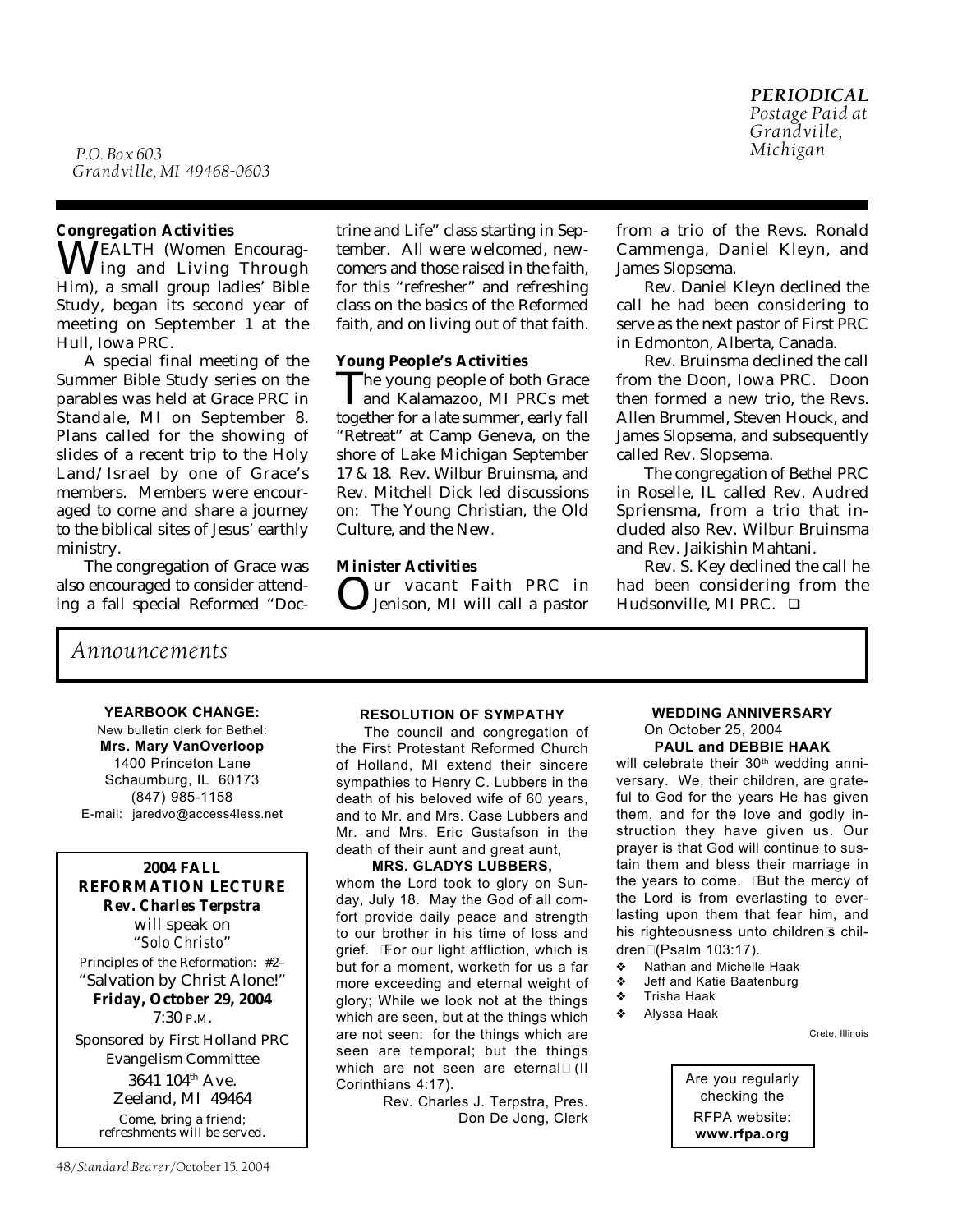P.O. Box 603
Grandville, MI 49468-0603

*PERIODICAL*
*Postage Paid at Grandville, Michigan*

### Congregation Activities

WEALTH (Women Encouraging and Living Through Him), a small group ladies' Bible Study, began its second year of meeting on September 1 at the Hull, Iowa PRC.

A special final meeting of the Summer Bible Study series on the parables was held at Grace PRC in Standale, MI on September 8. Plans called for the showing of slides of a recent trip to the Holy Land/Israel by one of Grace's members. Members were encouraged to come and share a journey to the biblical sites of Jesus' earthly ministry.

The congregation of Grace was also encouraged to consider attending a fall special Reformed "Doctrine and Life" class starting in September. All were welcomed, newcomers and those raised in the faith, for this "refresher" and refreshing class on the basics of the Reformed faith, and on living out of that faith.

### Young People's Activities

The young people of both Grace and Kalamazoo, MI PRCs met together for a late summer, early fall "Retreat" at Camp Geneva, on the shore of Lake Michigan September 17 & 18. Rev. Wilbur Bruinsma, and Rev. Mitchell Dick led discussions on: The Young Christian, the Old Culture, and the New.

### Minister Activities

Our vacant Faith PRC in Jenison, MI will call a pastor from a trio of the Revs. Ronald Cammenga, Daniel Kleyn, and James Slopsema.

Rev. Daniel Kleyn declined the call he had been considering to serve as the next pastor of First PRC in Edmonton, Alberta, Canada.

Rev. Bruinsma declined the call from the Doon, Iowa PRC. Doon then formed a new trio, the Revs. Allen Brummel, Steven Houck, and James Slopsema, and subsequently called Rev. Slopsema.

The congregation of Bethel PRC in Roselle, IL called Rev. Audred Spriensma, from a trio that included also Rev. Wilbur Bruinsma and Rev. Jaikishin Mahtani.

Rev. S. Key declined the call he had been considering from the Hudsonville, MI PRC. ❑

## Announcements

**YEARBOOK CHANGE:**
New bulletin clerk for Bethel:
**Mrs. Mary VanOverloop**
1400 Princeton Lane
Schaumburg, IL 60173
(847) 985-1158
E-mail: jaredvo@access4less.net

**2004 FALL REFORMATION LECTURE**
***Rev. Charles Terpstra***
will speak on
"*Solo Christo*"
Principles of the Reformation: #2–
"Salvation by Christ Alone!"
**Friday, October 29, 2004**
7:30 P.M.
Sponsored by First Holland PRC Evangelism Committee
3641 104th Ave.
Zeeland, MI 49464
Come, bring a friend; refreshments will be served.

**RESOLUTION OF SYMPATHY**

The council and congregation of the First Protestant Reformed Church of Holland, MI extend their sincere sympathies to Henry C. Lubbers in the death of his beloved wife of 60 years, and to Mr. and Mrs. Case Lubbers and Mr. and Mrs. Eric Gustafson in the death of their aunt and great aunt,

**MRS. GLADYS LUBBERS,**

whom the Lord took to glory on Sunday, July 18. May the God of all comfort provide daily peace and strength to our brother in his time of loss and grief. "For our light affliction, which is but for a moment, worketh for us a far more exceeding and eternal weight of glory; While we look not at the things which are seen, but at the things which are not seen: for the things which are seen are temporal; but the things which are not seen are eternal" (II Corinthians 4:17).

Rev. Charles J. Terpstra, Pres.
Don De Jong, Clerk

**WEDDING ANNIVERSARY**

On October 25, 2004

**PAUL and DEBBIE HAAK**

will celebrate their 30th wedding anniversary. We, their children, are grateful to God for the years He has given them, and for the love and godly instruction they have given us. Our prayer is that God will continue to sustain them and bless their marriage in the years to come. "But the mercy of the Lord is from everlasting to everlasting upon them that fear him, and his righteousness unto children's children" (Psalm 103:17).

- Nathan and Michelle Haak
- Jeff and Katie Baatenburg
- Trisha Haak
- Alyssa Haak

Crete, Illinois

Are you regularly checking the RFPA website:
**www.rfpa.org**